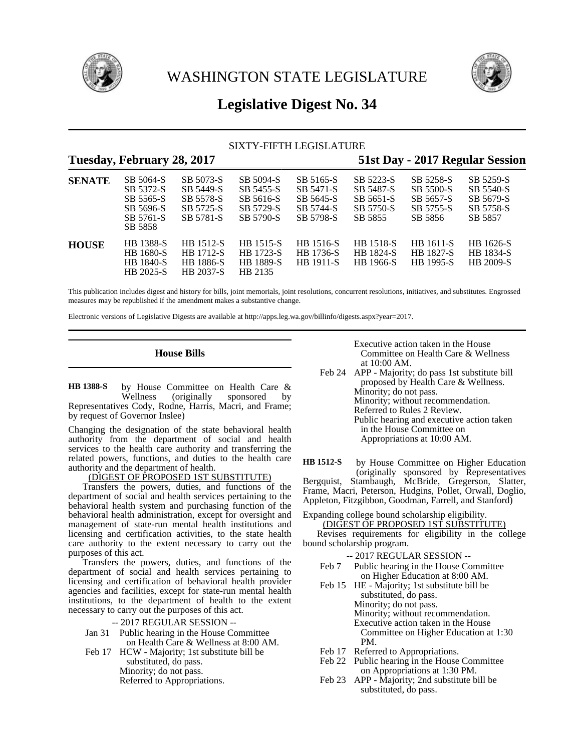# WASHINGTON STATE LEGISLATURE

## Legislative Digest No. 34

SIXTY-FIFTH LEGISLATURE

**Tuesday, February 28, 2017** **51st Day - 2017 Regular Session**

| | | | | | | | |
|---|---|---|---|---|---|---|---|
| **SENATE** | SB 5064-S | SB 5073-S | SB 5094-S | SB 5165-S | SB 5223-S | SB 5258-S | SB 5259-S |
| | SB 5372-S | SB 5449-S | SB 5455-S | SB 5471-S | SB 5487-S | SB 5500-S | SB 5540-S |
| | SB 5565-S | SB 5578-S | SB 5616-S | SB 5645-S | SB 5651-S | SB 5657-S | SB 5679-S |
| | SB 5696-S | SB 5725-S | SB 5729-S | SB 5744-S | SB 5750-S | SB 5755-S | SB 5758-S |
| | SB 5761-S | SB 5781-S | SB 5790-S | SB 5798-S | SB 5855 | SB 5856 | SB 5857 |
| | SB 5858 | | | | | | |
| **HOUSE** | HB 1388-S | HB 1512-S | HB 1515-S | HB 1516-S | HB 1518-S | HB 1611-S | HB 1626-S |
| | HB 1680-S | HB 1712-S | HB 1723-S | HB 1736-S | HB 1824-S | HB 1827-S | HB 1834-S |
| | HB 1840-S | HB 1886-S | HB 1889-S | HB 1911-S | HB 1966-S | HB 1995-S | HB 2009-S |
| | HB 2025-S | HB 2037-S | HB 2135 | | | | |

This publication includes digest and history for bills, joint memorials, joint resolutions, concurrent resolutions, initiatives, and substitutes. Engrossed measures may be republished if the amendment makes a substantive change.

Electronic versions of Legislative Digests are available at http://apps.leg.wa.gov/billinfo/digests.aspx?year=2017.

### House Bills

**HB 1388-S** by House Committee on Health Care & Wellness (originally sponsored by Representatives Cody, Rodne, Harris, Macri, and Frame; by request of Governor Inslee)

Changing the designation of the state behavioral health authority from the department of social and health services to the health care authority and transferring the related powers, functions, and duties to the health care authority and the department of health.

(DIGEST OF PROPOSED 1ST SUBSTITUTE)

Transfers the powers, duties, and functions of the department of social and health services pertaining to the behavioral health system and purchasing function of the behavioral health administration, except for oversight and management of state-run mental health institutions and licensing and certification activities, to the state health care authority to the extent necessary to carry out the purposes of this act.

Transfers the powers, duties, and functions of the department of social and health services pertaining to licensing and certification of behavioral health provider agencies and facilities, except for state-run mental health institutions, to the department of health to the extent necessary to carry out the purposes of this act.

-- 2017 REGULAR SESSION --

Jan 31 Public hearing in the House Committee on Health Care & Wellness at 8:00 AM.

Feb 17 HCW - Majority; 1st substitute bill be substituted, do pass.
Minority; do not pass.
Referred to Appropriations.
Executive action taken in the House Committee on Health Care & Wellness at 10:00 AM.

Feb 24 APP - Majority; do pass 1st substitute bill proposed by Health Care & Wellness.
Minority; do not pass.
Minority; without recommendation.
Referred to Rules 2 Review.
Public hearing and executive action taken in the House Committee on Appropriations at 10:00 AM.

**HB 1512-S** by House Committee on Higher Education (originally sponsored by Representatives Bergquist, Stambaugh, McBride, Gregerson, Slatter, Frame, Macri, Peterson, Hudgins, Pollet, Orwall, Doglio, Appleton, Fitzgibbon, Goodman, Farrell, and Stanford)

Expanding college bound scholarship eligibility.

(DIGEST OF PROPOSED 1ST SUBSTITUTE)

Revises requirements for eligibility in the college bound scholarship program.

-- 2017 REGULAR SESSION --

Feb 7 Public hearing in the House Committee on Higher Education at 8:00 AM.

Feb 15 HE - Majority; 1st substitute bill be substituted, do pass.
Minority; do not pass.
Minority; without recommendation.
Executive action taken in the House Committee on Higher Education at 1:30 PM.

Feb 17 Referred to Appropriations.

Feb 22 Public hearing in the House Committee on Appropriations at 1:30 PM.

Feb 23 APP - Majority; 2nd substitute bill be substituted, do pass.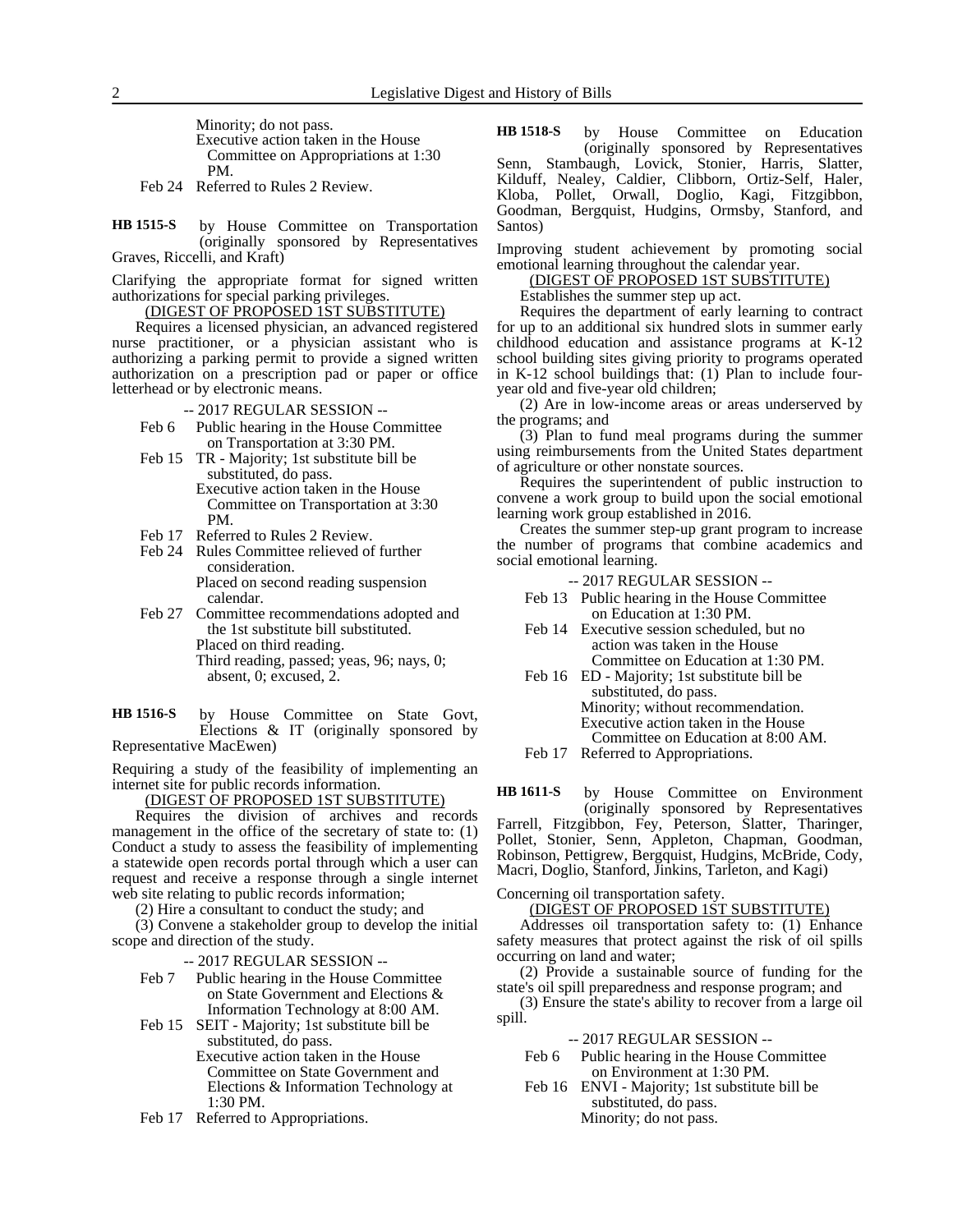Minority; do not pass.
Executive action taken in the House Committee on Appropriations at 1:30 PM.

Feb 24 Referred to Rules 2 Review.

**HB 1515-S** by House Committee on Transportation (originally sponsored by Representatives Graves, Riccelli, and Kraft)

Clarifying the appropriate format for signed written authorizations for special parking privileges.

(DIGEST OF PROPOSED 1ST SUBSTITUTE)

Requires a licensed physician, an advanced registered nurse practitioner, or a physician assistant who is authorizing a parking permit to provide a signed written authorization on a prescription pad or paper or office letterhead or by electronic means.

-- 2017 REGULAR SESSION --

Feb 6 Public hearing in the House Committee on Transportation at 3:30 PM.

Feb 15 TR - Majority; 1st substitute bill be substituted, do pass.
Executive action taken in the House Committee on Transportation at 3:30 PM.

Feb 17 Referred to Rules 2 Review.

Feb 24 Rules Committee relieved of further consideration.
Placed on second reading suspension calendar.

Feb 27 Committee recommendations adopted and the 1st substitute bill substituted.
Placed on third reading.
Third reading, passed; yeas, 96; nays, 0; absent, 0; excused, 2.

**HB 1516-S** by House Committee on State Govt, Elections & IT (originally sponsored by Representative MacEwen)

Requiring a study of the feasibility of implementing an internet site for public records information.

(DIGEST OF PROPOSED 1ST SUBSTITUTE)

Requires the division of archives and records management in the office of the secretary of state to: (1) Conduct a study to assess the feasibility of implementing a statewide open records portal through which a user can request and receive a response through a single internet web site relating to public records information;

(2) Hire a consultant to conduct the study; and

(3) Convene a stakeholder group to develop the initial scope and direction of the study.

-- 2017 REGULAR SESSION --

Feb 7 Public hearing in the House Committee on State Government and Elections & Information Technology at 8:00 AM.

Feb 15 SEIT - Majority; 1st substitute bill be substituted, do pass.
Executive action taken in the House Committee on State Government and Elections & Information Technology at 1:30 PM.

Feb 17 Referred to Appropriations.

**HB 1518-S** by House Committee on Education (originally sponsored by Representatives Senn, Stambaugh, Lovick, Stonier, Harris, Slatter, Kilduff, Nealey, Caldier, Clibborn, Ortiz-Self, Haler, Kloba, Pollet, Orwall, Doglio, Kagi, Fitzgibbon, Goodman, Bergquist, Hudgins, Ormsby, Stanford, and Santos)

Improving student achievement by promoting social emotional learning throughout the calendar year.

(DIGEST OF PROPOSED 1ST SUBSTITUTE)

Establishes the summer step up act.

Requires the department of early learning to contract for up to an additional six hundred slots in summer early childhood education and assistance programs at K-12 school building sites giving priority to programs operated in K-12 school buildings that: (1) Plan to include four-year old and five-year old children;

(2) Are in low-income areas or areas underserved by the programs; and

(3) Plan to fund meal programs during the summer using reimbursements from the United States department of agriculture or other nonstate sources.

Requires the superintendent of public instruction to convene a work group to build upon the social emotional learning work group established in 2016.

Creates the summer step-up grant program to increase the number of programs that combine academics and social emotional learning.

-- 2017 REGULAR SESSION --

Feb 13 Public hearing in the House Committee on Education at 1:30 PM.

Feb 14 Executive session scheduled, but no action was taken in the House Committee on Education at 1:30 PM.

Feb 16 ED - Majority; 1st substitute bill be substituted, do pass.
Minority; without recommendation.
Executive action taken in the House Committee on Education at 8:00 AM.

Feb 17 Referred to Appropriations.

**HB 1611-S** by House Committee on Environment (originally sponsored by Representatives Farrell, Fitzgibbon, Fey, Peterson, Slatter, Tharinger, Pollet, Stonier, Senn, Appleton, Chapman, Goodman, Robinson, Pettigrew, Bergquist, Hudgins, McBride, Cody, Macri, Doglio, Stanford, Jinkins, Tarleton, and Kagi)

Concerning oil transportation safety.

(DIGEST OF PROPOSED 1ST SUBSTITUTE)

Addresses oil transportation safety to: (1) Enhance safety measures that protect against the risk of oil spills occurring on land and water;

(2) Provide a sustainable source of funding for the state's oil spill preparedness and response program; and

(3) Ensure the state's ability to recover from a large oil spill.

-- 2017 REGULAR SESSION --

Feb 6 Public hearing in the House Committee on Environment at 1:30 PM.

Feb 16 ENVI - Majority; 1st substitute bill be substituted, do pass.
Minority; do not pass.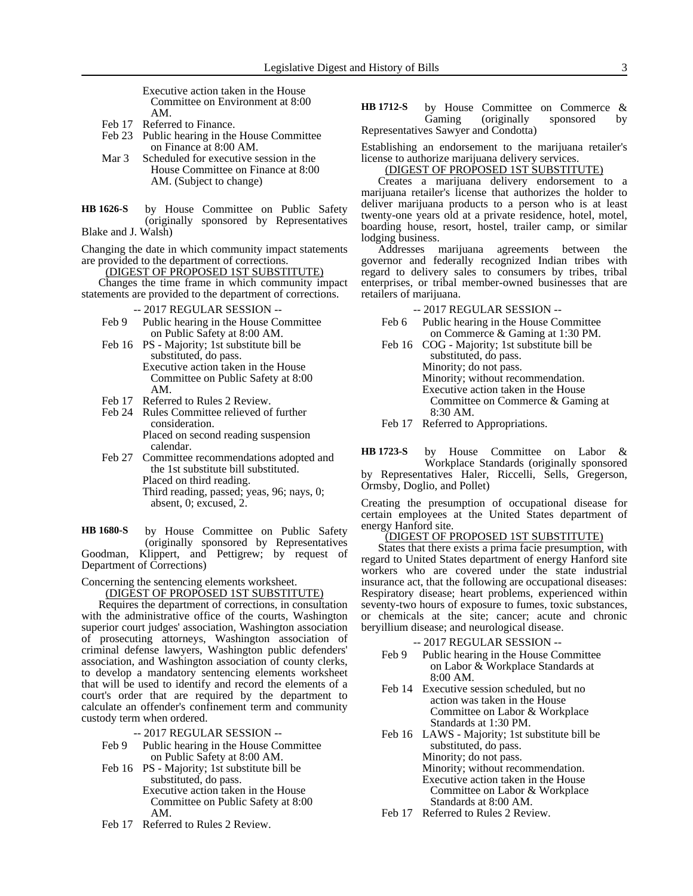Executive action taken in the House Committee on Environment at 8:00 AM.

Feb 17 Referred to Finance.

Feb 23 Public hearing in the House Committee on Finance at 8:00 AM.

Mar 3 Scheduled for executive session in the House Committee on Finance at 8:00 AM. (Subject to change)

**HB 1626-S** by House Committee on Public Safety (originally sponsored by Representatives Blake and J. Walsh)

Changing the date in which community impact statements are provided to the department of corrections.

(DIGEST OF PROPOSED 1ST SUBSTITUTE)

Changes the time frame in which community impact statements are provided to the department of corrections.

-- 2017 REGULAR SESSION --

Feb 9 Public hearing in the House Committee on Public Safety at 8:00 AM.

Feb 16 PS - Majority; 1st substitute bill be substituted, do pass.
Executive action taken in the House Committee on Public Safety at 8:00 AM.

Feb 17 Referred to Rules 2 Review.

Feb 24 Rules Committee relieved of further consideration.
Placed on second reading suspension calendar.

Feb 27 Committee recommendations adopted and the 1st substitute bill substituted.
Placed on third reading.
Third reading, passed; yeas, 96; nays, 0; absent, 0; excused, 2.

**HB 1680-S** by House Committee on Public Safety (originally sponsored by Representatives Goodman, Klippert, and Pettigrew; by request of Department of Corrections)

Concerning the sentencing elements worksheet.

(DIGEST OF PROPOSED 1ST SUBSTITUTE)

Requires the department of corrections, in consultation with the administrative office of the courts, Washington superior court judges' association, Washington association of prosecuting attorneys, Washington association of criminal defense lawyers, Washington public defenders' association, and Washington association of county clerks, to develop a mandatory sentencing elements worksheet that will be used to identify and record the elements of a court's order that are required by the department to calculate an offender's confinement term and community custody term when ordered.

-- 2017 REGULAR SESSION --

Feb 9 Public hearing in the House Committee on Public Safety at 8:00 AM.

Feb 16 PS - Majority; 1st substitute bill be substituted, do pass.
Executive action taken in the House Committee on Public Safety at 8:00 AM.

Feb 17 Referred to Rules 2 Review.

**HB 1712-S** by House Committee on Commerce & Gaming (originally sponsored by Representatives Sawyer and Condotta)

Establishing an endorsement to the marijuana retailer's license to authorize marijuana delivery services.

(DIGEST OF PROPOSED 1ST SUBSTITUTE)

Creates a marijuana delivery endorsement to a marijuana retailer's license that authorizes the holder to deliver marijuana products to a person who is at least twenty-one years old at a private residence, hotel, motel, boarding house, resort, hostel, trailer camp, or similar lodging business.

Addresses marijuana agreements between the governor and federally recognized Indian tribes with regard to delivery sales to consumers by tribes, tribal enterprises, or tribal member-owned businesses that are retailers of marijuana.

-- 2017 REGULAR SESSION --

Feb 6 Public hearing in the House Committee on Commerce & Gaming at 1:30 PM.

Feb 16 COG - Majority; 1st substitute bill be substituted, do pass.
Minority; do not pass.
Minority; without recommendation.
Executive action taken in the House Committee on Commerce & Gaming at 8:30 AM.

Feb 17 Referred to Appropriations.

**HB 1723-S** by House Committee on Labor & Workplace Standards (originally sponsored by Representatives Haler, Riccelli, Sells, Gregerson, Ormsby, Doglio, and Pollet)

Creating the presumption of occupational disease for certain employees at the United States department of energy Hanford site.

(DIGEST OF PROPOSED 1ST SUBSTITUTE)

States that there exists a prima facie presumption, with regard to United States department of energy Hanford site workers who are covered under the state industrial insurance act, that the following are occupational diseases: Respiratory disease; heart problems, experienced within seventy-two hours of exposure to fumes, toxic substances, or chemicals at the site; cancer; acute and chronic beryillium disease; and neurological disease.

-- 2017 REGULAR SESSION --

Feb 9 Public hearing in the House Committee on Labor & Workplace Standards at 8:00 AM.

Feb 14 Executive session scheduled, but no action was taken in the House Committee on Labor & Workplace Standards at 1:30 PM.

Feb 16 LAWS - Majority; 1st substitute bill be substituted, do pass.
Minority; do not pass.
Minority; without recommendation.
Executive action taken in the House Committee on Labor & Workplace Standards at 8:00 AM.

Feb 17 Referred to Rules 2 Review.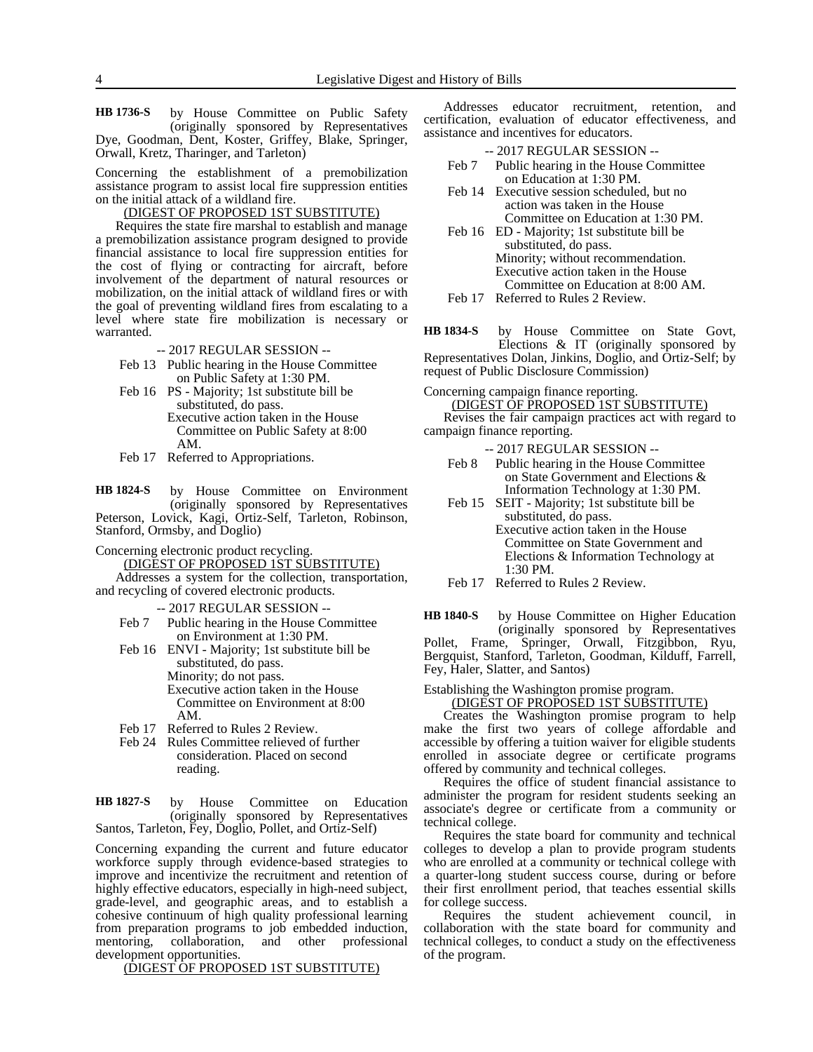**HB 1736-S** by House Committee on Public Safety (originally sponsored by Representatives Dye, Goodman, Dent, Koster, Griffey, Blake, Springer, Orwall, Kretz, Tharinger, and Tarleton)

Concerning the establishment of a premobilization assistance program to assist local fire suppression entities on the initial attack of a wildland fire.

(DIGEST OF PROPOSED 1ST SUBSTITUTE)

Requires the state fire marshal to establish and manage a premobilization assistance program designed to provide financial assistance to local fire suppression entities for the cost of flying or contracting for aircraft, before involvement of the department of natural resources or mobilization, on the initial attack of wildland fires or with the goal of preventing wildland fires from escalating to a level where state fire mobilization is necessary or warranted.

-- 2017 REGULAR SESSION --

Feb 13 Public hearing in the House Committee on Public Safety at 1:30 PM.

Feb 16 PS - Majority; 1st substitute bill be substituted, do pass.
Executive action taken in the House Committee on Public Safety at 8:00 AM.

Feb 17 Referred to Appropriations.

**HB 1824-S** by House Committee on Environment (originally sponsored by Representatives Peterson, Lovick, Kagi, Ortiz-Self, Tarleton, Robinson, Stanford, Ormsby, and Doglio)

Concerning electronic product recycling.

(DIGEST OF PROPOSED 1ST SUBSTITUTE)

Addresses a system for the collection, transportation, and recycling of covered electronic products.

-- 2017 REGULAR SESSION --

Feb 7 Public hearing in the House Committee on Environment at 1:30 PM.

Feb 16 ENVI - Majority; 1st substitute bill be substituted, do pass.
Minority; do not pass.
Executive action taken in the House Committee on Environment at 8:00 AM.

Feb 17 Referred to Rules 2 Review.

Feb 24 Rules Committee relieved of further consideration. Placed on second reading.

**HB 1827-S** by House Committee on Education (originally sponsored by Representatives Santos, Tarleton, Fey, Doglio, Pollet, and Ortiz-Self)

Concerning expanding the current and future educator workforce supply through evidence-based strategies to improve and incentivize the recruitment and retention of highly effective educators, especially in high-need subject, grade-level, and geographic areas, and to establish a cohesive continuum of high quality professional learning from preparation programs to job embedded induction, mentoring, collaboration, and other professional development opportunities.

(DIGEST OF PROPOSED 1ST SUBSTITUTE)

Addresses educator recruitment, retention, and certification, evaluation of educator effectiveness, and assistance and incentives for educators.

-- 2017 REGULAR SESSION --

Feb 7 Public hearing in the House Committee on Education at 1:30 PM.

Feb 14 Executive session scheduled, but no action was taken in the House Committee on Education at 1:30 PM.

Feb 16 ED - Majority; 1st substitute bill be substituted, do pass.
Minority; without recommendation.
Executive action taken in the House Committee on Education at 8:00 AM.

Feb 17 Referred to Rules 2 Review.

**HB 1834-S** by House Committee on State Govt, Elections & IT (originally sponsored by Representatives Dolan, Jinkins, Doglio, and Ortiz-Self; by request of Public Disclosure Commission)

Concerning campaign finance reporting.

(DIGEST OF PROPOSED 1ST SUBSTITUTE)

Revises the fair campaign practices act with regard to campaign finance reporting.

-- 2017 REGULAR SESSION --

Feb 8 Public hearing in the House Committee on State Government and Elections & Information Technology at 1:30 PM.

Feb 15 SEIT - Majority; 1st substitute bill be substituted, do pass.
Executive action taken in the House Committee on State Government and Elections & Information Technology at 1:30 PM.

Feb 17 Referred to Rules 2 Review.

**HB 1840-S** by House Committee on Higher Education (originally sponsored by Representatives Pollet, Frame, Springer, Orwall, Fitzgibbon, Ryu, Bergquist, Stanford, Tarleton, Goodman, Kilduff, Farrell, Fey, Haler, Slatter, and Santos)

Establishing the Washington promise program.

(DIGEST OF PROPOSED 1ST SUBSTITUTE)

Creates the Washington promise program to help make the first two years of college affordable and accessible by offering a tuition waiver for eligible students enrolled in associate degree or certificate programs offered by community and technical colleges.

Requires the office of student financial assistance to administer the program for resident students seeking an associate's degree or certificate from a community or technical college.

Requires the state board for community and technical colleges to develop a plan to provide program students who are enrolled at a community or technical college with a quarter-long student success course, during or before their first enrollment period, that teaches essential skills for college success.

Requires the student achievement council, in collaboration with the state board for community and technical colleges, to conduct a study on the effectiveness of the program.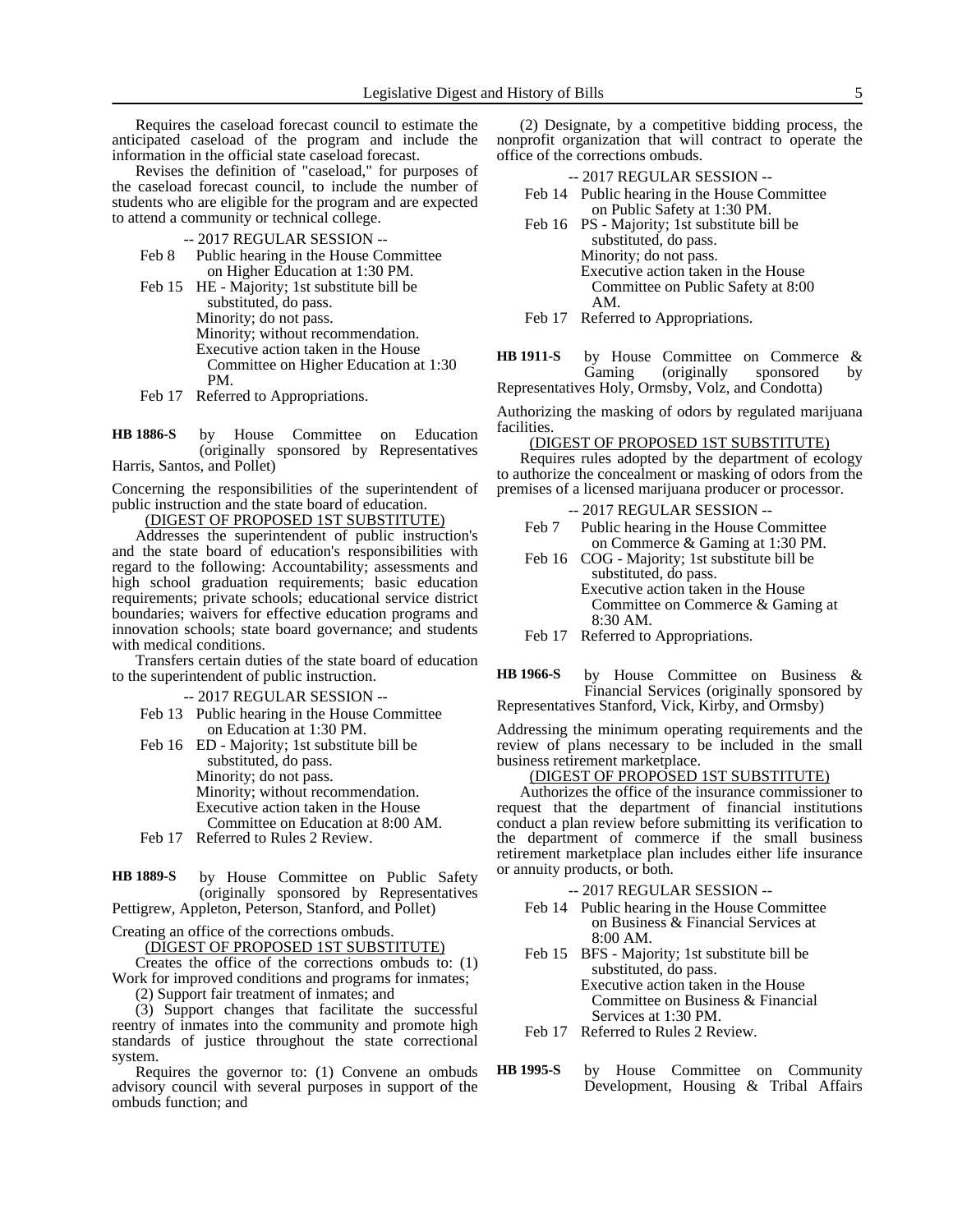Requires the caseload forecast council to estimate the anticipated caseload of the program and include the information in the official state caseload forecast.

Revises the definition of "caseload," for purposes of the caseload forecast council, to include the number of students who are eligible for the program and are expected to attend a community or technical college.

-- 2017 REGULAR SESSION --

Feb 8 Public hearing in the House Committee on Higher Education at 1:30 PM.

Feb 15 HE - Majority; 1st substitute bill be substituted, do pass.
Minority; do not pass.
Minority; without recommendation.
Executive action taken in the House Committee on Higher Education at 1:30 PM.

Feb 17 Referred to Appropriations.

**HB 1886-S** by House Committee on Education (originally sponsored by Representatives Harris, Santos, and Pollet)

Concerning the responsibilities of the superintendent of public instruction and the state board of education.

(DIGEST OF PROPOSED 1ST SUBSTITUTE)

Addresses the superintendent of public instruction's and the state board of education's responsibilities with regard to the following: Accountability; assessments and high school graduation requirements; basic education requirements; private schools; educational service district boundaries; waivers for effective education programs and innovation schools; state board governance; and students with medical conditions.

Transfers certain duties of the state board of education to the superintendent of public instruction.

-- 2017 REGULAR SESSION --

Feb 13 Public hearing in the House Committee on Education at 1:30 PM.

Feb 16 ED - Majority; 1st substitute bill be substituted, do pass.
Minority; do not pass.
Minority; without recommendation.
Executive action taken in the House Committee on Education at 8:00 AM.

Feb 17 Referred to Rules 2 Review.

**HB 1889-S** by House Committee on Public Safety (originally sponsored by Representatives Pettigrew, Appleton, Peterson, Stanford, and Pollet)

Creating an office of the corrections ombuds.

(DIGEST OF PROPOSED 1ST SUBSTITUTE)

Creates the office of the corrections ombuds to: (1) Work for improved conditions and programs for inmates;

(2) Support fair treatment of inmates; and

(3) Support changes that facilitate the successful reentry of inmates into the community and promote high standards of justice throughout the state correctional system.

Requires the governor to: (1) Convene an ombuds advisory council with several purposes in support of the ombuds function; and

(2) Designate, by a competitive bidding process, the nonprofit organization that will contract to operate the office of the corrections ombuds.

-- 2017 REGULAR SESSION --

Feb 14 Public hearing in the House Committee on Public Safety at 1:30 PM.

Feb 16 PS - Majority; 1st substitute bill be substituted, do pass.
Minority; do not pass.
Executive action taken in the House Committee on Public Safety at 8:00 AM.

Feb 17 Referred to Appropriations.

**HB 1911-S** by House Committee on Commerce & Gaming (originally sponsored by Representatives Holy, Ormsby, Volz, and Condotta)

Authorizing the masking of odors by regulated marijuana facilities.

(DIGEST OF PROPOSED 1ST SUBSTITUTE)

Requires rules adopted by the department of ecology to authorize the concealment or masking of odors from the premises of a licensed marijuana producer or processor.

-- 2017 REGULAR SESSION --

Feb 7 Public hearing in the House Committee on Commerce & Gaming at 1:30 PM.

Feb 16 COG - Majority; 1st substitute bill be substituted, do pass.
Executive action taken in the House Committee on Commerce & Gaming at 8:30 AM.

Feb 17 Referred to Appropriations.

**HB 1966-S** by House Committee on Business & Financial Services (originally sponsored by Representatives Stanford, Vick, Kirby, and Ormsby)

Addressing the minimum operating requirements and the review of plans necessary to be included in the small business retirement marketplace.

(DIGEST OF PROPOSED 1ST SUBSTITUTE)

Authorizes the office of the insurance commissioner to request that the department of financial institutions conduct a plan review before submitting its verification to the department of commerce if the small business retirement marketplace plan includes either life insurance or annuity products, or both.

-- 2017 REGULAR SESSION --

Feb 14 Public hearing in the House Committee on Business & Financial Services at 8:00 AM.

Feb 15 BFS - Majority; 1st substitute bill be substituted, do pass.
Executive action taken in the House Committee on Business & Financial Services at 1:30 PM.

Feb 17 Referred to Rules 2 Review.

**HB 1995-S** by House Committee on Community Development, Housing & Tribal Affairs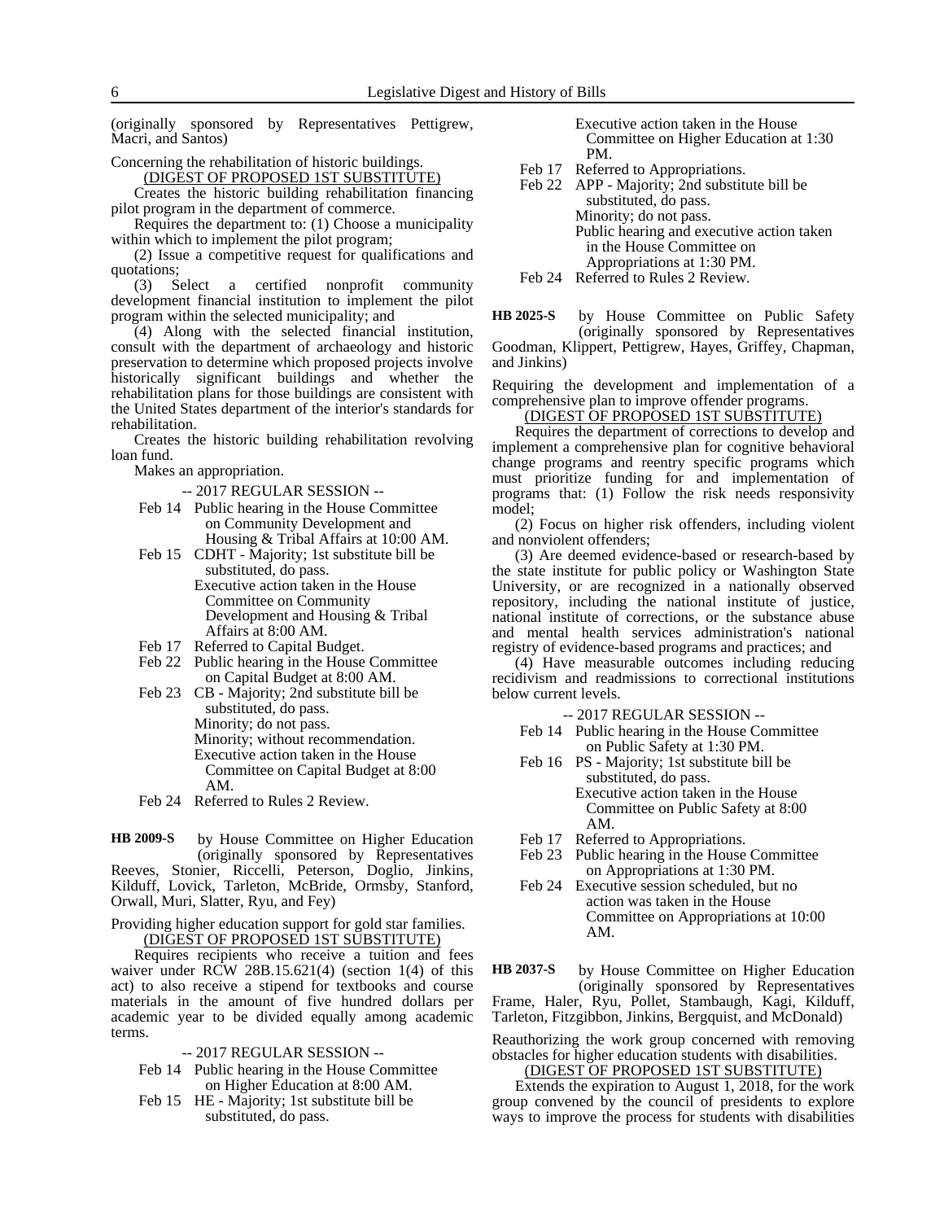(originally sponsored by Representatives Pettigrew, Macri, and Santos)

Concerning the rehabilitation of historic buildings.

(DIGEST OF PROPOSED 1ST SUBSTITUTE)

Creates the historic building rehabilitation financing pilot program in the department of commerce.

Requires the department to: (1) Choose a municipality within which to implement the pilot program;

(2) Issue a competitive request for qualifications and quotations;

(3) Select a certified nonprofit community development financial institution to implement the pilot program within the selected municipality; and

(4) Along with the selected financial institution, consult with the department of archaeology and historic preservation to determine which proposed projects involve historically significant buildings and whether the rehabilitation plans for those buildings are consistent with the United States department of the interior's standards for rehabilitation.

Creates the historic building rehabilitation revolving loan fund.

Makes an appropriation.

-- 2017 REGULAR SESSION --

- Feb 14 Public hearing in the House Committee on Community Development and Housing & Tribal Affairs at 10:00 AM.
- Feb 15 CDHT - Majority; 1st substitute bill be substituted, do pass.
  Executive action taken in the House Committee on Community Development and Housing & Tribal Affairs at 8:00 AM.
- Feb 17 Referred to Capital Budget.
- Feb 22 Public hearing in the House Committee on Capital Budget at 8:00 AM.
- Feb 23 CB - Majority; 2nd substitute bill be substituted, do pass.
  Minority; do not pass.
  Minority; without recommendation.
  Executive action taken in the House Committee on Capital Budget at 8:00 AM.
- Feb 24 Referred to Rules 2 Review.

**HB 2009-S** by House Committee on Higher Education (originally sponsored by Representatives Reeves, Stonier, Riccelli, Peterson, Doglio, Jinkins, Kilduff, Lovick, Tarleton, McBride, Ormsby, Stanford, Orwall, Muri, Slatter, Ryu, and Fey)

Providing higher education support for gold star families.

(DIGEST OF PROPOSED 1ST SUBSTITUTE)

Requires recipients who receive a tuition and fees waiver under RCW 28B.15.621(4) (section 1(4) of this act) to also receive a stipend for textbooks and course materials in the amount of five hundred dollars per academic year to be divided equally among academic terms.

-- 2017 REGULAR SESSION --

- Feb 14 Public hearing in the House Committee on Higher Education at 8:00 AM.
- Feb 15 HE - Majority; 1st substitute bill be substituted, do pass.
  Executive action taken in the House Committee on Higher Education at 1:30 PM.
- Feb 17 Referred to Appropriations.
- Feb 22 APP - Majority; 2nd substitute bill be substituted, do pass.
  Minority; do not pass.
  Public hearing and executive action taken in the House Committee on Appropriations at 1:30 PM.
- Feb 24 Referred to Rules 2 Review.

**HB 2025-S** by House Committee on Public Safety (originally sponsored by Representatives Goodman, Klippert, Pettigrew, Hayes, Griffey, Chapman, and Jinkins)

Requiring the development and implementation of a comprehensive plan to improve offender programs.

(DIGEST OF PROPOSED 1ST SUBSTITUTE)

Requires the department of corrections to develop and implement a comprehensive plan for cognitive behavioral change programs and reentry specific programs which must prioritize funding for and implementation of programs that: (1) Follow the risk needs responsivity model;

(2) Focus on higher risk offenders, including violent and nonviolent offenders;

(3) Are deemed evidence-based or research-based by the state institute for public policy or Washington State University, or are recognized in a nationally observed repository, including the national institute of justice, national institute of corrections, or the substance abuse and mental health services administration's national registry of evidence-based programs and practices; and

(4) Have measurable outcomes including reducing recidivism and readmissions to correctional institutions below current levels.

-- 2017 REGULAR SESSION --

- Feb 14 Public hearing in the House Committee on Public Safety at 1:30 PM.
- Feb 16 PS - Majority; 1st substitute bill be substituted, do pass.
  Executive action taken in the House Committee on Public Safety at 8:00 AM.
- Feb 17 Referred to Appropriations.
- Feb 23 Public hearing in the House Committee on Appropriations at 1:30 PM.
- Feb 24 Executive session scheduled, but no action was taken in the House Committee on Appropriations at 10:00 AM.

**HB 2037-S** by House Committee on Higher Education (originally sponsored by Representatives Frame, Haler, Ryu, Pollet, Stambaugh, Kagi, Kilduff, Tarleton, Fitzgibbon, Jinkins, Bergquist, and McDonald)

Reauthorizing the work group concerned with removing obstacles for higher education students with disabilities.

(DIGEST OF PROPOSED 1ST SUBSTITUTE)

Extends the expiration to August 1, 2018, for the work group convened by the council of presidents to explore ways to improve the process for students with disabilities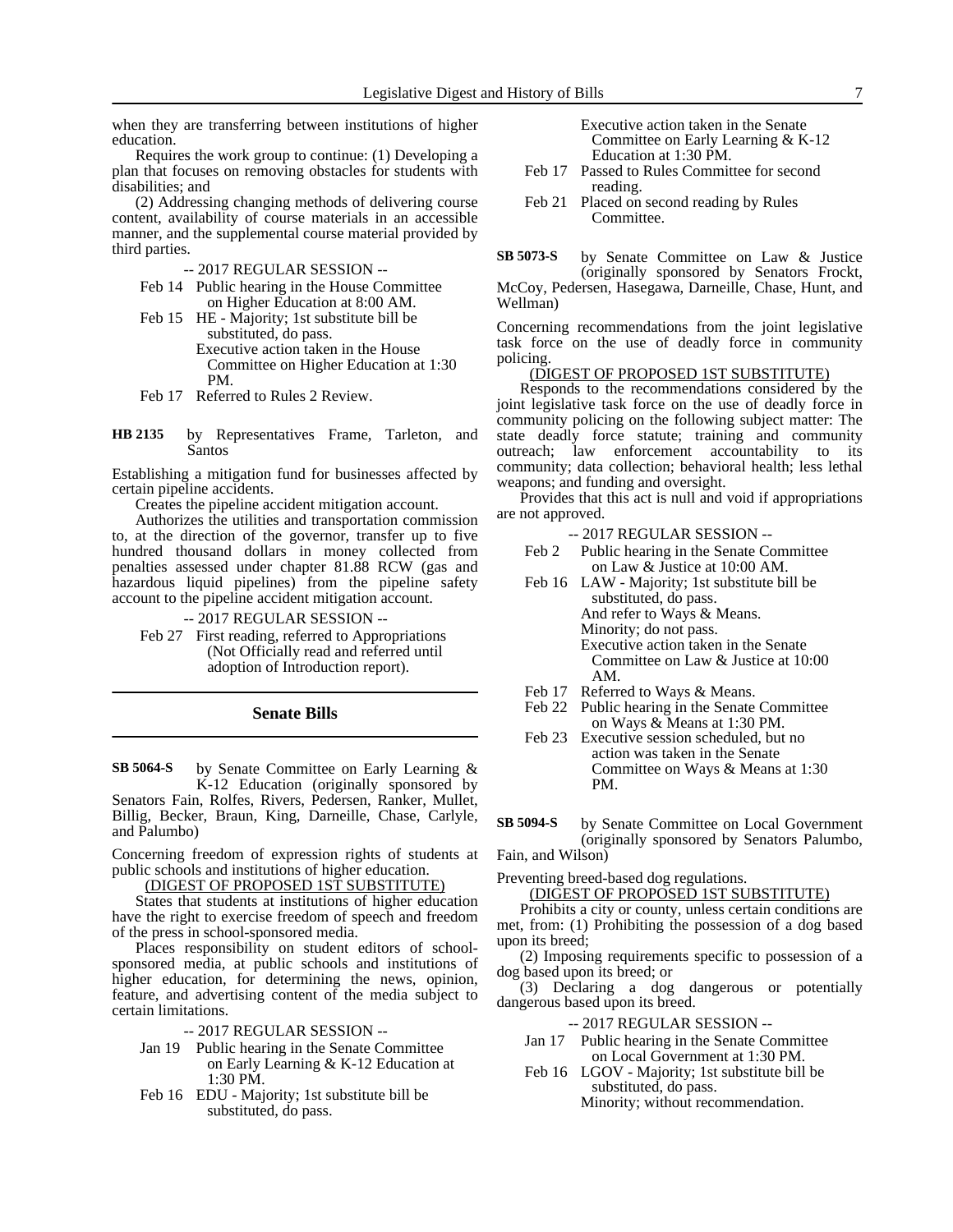when they are transferring between institutions of higher education.

Requires the work group to continue: (1) Developing a plan that focuses on removing obstacles for students with disabilities; and

(2) Addressing changing methods of delivering course content, availability of course materials in an accessible manner, and the supplemental course material provided by third parties.

-- 2017 REGULAR SESSION --

Feb 14 Public hearing in the House Committee on Higher Education at 8:00 AM.

Feb 15 HE - Majority; 1st substitute bill be substituted, do pass.
Executive action taken in the House Committee on Higher Education at 1:30 PM.

Feb 17 Referred to Rules 2 Review.

**HB 2135** by Representatives Frame, Tarleton, and Santos

Establishing a mitigation fund for businesses affected by certain pipeline accidents.

Creates the pipeline accident mitigation account.

Authorizes the utilities and transportation commission to, at the direction of the governor, transfer up to five hundred thousand dollars in money collected from penalties assessed under chapter 81.88 RCW (gas and hazardous liquid pipelines) from the pipeline safety account to the pipeline accident mitigation account.

-- 2017 REGULAR SESSION --

Feb 27 First reading, referred to Appropriations (Not Officially read and referred until adoption of Introduction report).

## Senate Bills

**SB 5064-S** by Senate Committee on Early Learning & K-12 Education (originally sponsored by Senators Fain, Rolfes, Rivers, Pedersen, Ranker, Mullet, Billig, Becker, Braun, King, Darneille, Chase, Carlyle, and Palumbo)

Concerning freedom of expression rights of students at public schools and institutions of higher education.

(DIGEST OF PROPOSED 1ST SUBSTITUTE)

States that students at institutions of higher education have the right to exercise freedom of speech and freedom of the press in school-sponsored media.

Places responsibility on student editors of school-sponsored media, at public schools and institutions of higher education, for determining the news, opinion, feature, and advertising content of the media subject to certain limitations.

-- 2017 REGULAR SESSION --

Jan 19 Public hearing in the Senate Committee on Early Learning & K-12 Education at 1:30 PM.

Feb 16 EDU - Majority; 1st substitute bill be substituted, do pass.
Executive action taken in the Senate Committee on Early Learning & K-12 Education at 1:30 PM.

Feb 17 Passed to Rules Committee for second reading.

Feb 21 Placed on second reading by Rules Committee.

**SB 5073-S** by Senate Committee on Law & Justice (originally sponsored by Senators Frockt, McCoy, Pedersen, Hasegawa, Darneille, Chase, Hunt, and Wellman)

Concerning recommendations from the joint legislative task force on the use of deadly force in community policing.

(DIGEST OF PROPOSED 1ST SUBSTITUTE)

Responds to the recommendations considered by the joint legislative task force on the use of deadly force in community policing on the following subject matter: The state deadly force statute; training and community outreach; law enforcement accountability to its community; data collection; behavioral health; less lethal weapons; and funding and oversight.

Provides that this act is null and void if appropriations are not approved.

-- 2017 REGULAR SESSION --

Feb 2 Public hearing in the Senate Committee on Law & Justice at 10:00 AM.

Feb 16 LAW - Majority; 1st substitute bill be substituted, do pass.
And refer to Ways & Means.
Minority; do not pass.
Executive action taken in the Senate Committee on Law & Justice at 10:00 AM.

Feb 17 Referred to Ways & Means.

Feb 22 Public hearing in the Senate Committee on Ways & Means at 1:30 PM.

Feb 23 Executive session scheduled, but no action was taken in the Senate Committee on Ways & Means at 1:30 PM.

**SB 5094-S** by Senate Committee on Local Government (originally sponsored by Senators Palumbo, Fain, and Wilson)

Preventing breed-based dog regulations.

(DIGEST OF PROPOSED 1ST SUBSTITUTE)

Prohibits a city or county, unless certain conditions are met, from: (1) Prohibiting the possession of a dog based upon its breed;

(2) Imposing requirements specific to possession of a dog based upon its breed; or

(3) Declaring a dog dangerous or potentially dangerous based upon its breed.

-- 2017 REGULAR SESSION --

Jan 17 Public hearing in the Senate Committee on Local Government at 1:30 PM.

Feb 16 LGOV - Majority; 1st substitute bill be substituted, do pass.
Minority; without recommendation.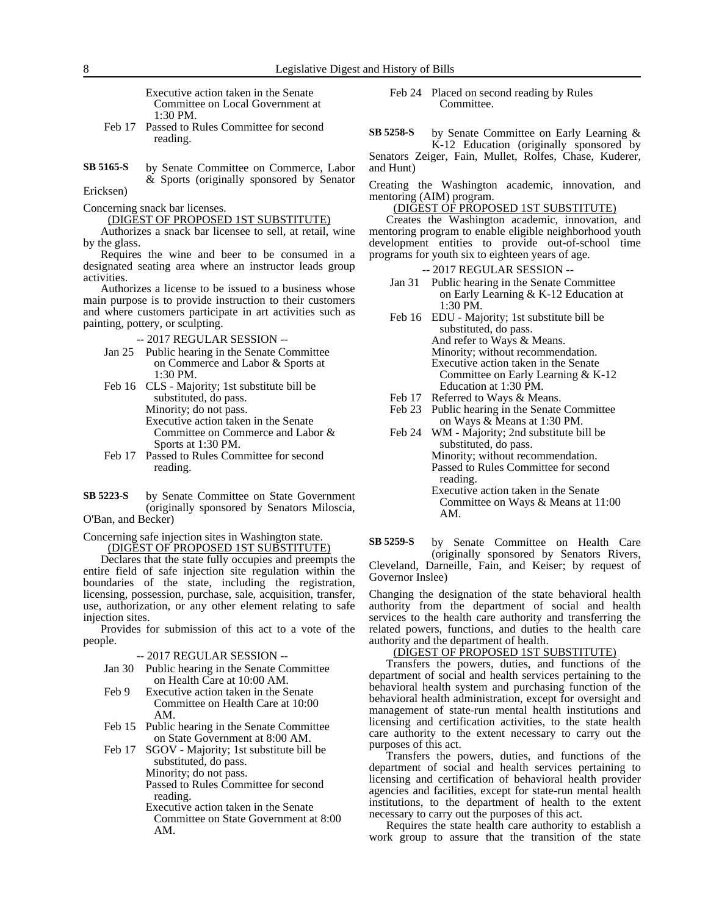Executive action taken in the Senate Committee on Local Government at 1:30 PM.

Feb 17 Passed to Rules Committee for second reading.

**SB 5165-S** by Senate Committee on Commerce, Labor & Sports (originally sponsored by Senator Ericksen)

Concerning snack bar licenses.

(DIGEST OF PROPOSED 1ST SUBSTITUTE)

Authorizes a snack bar licensee to sell, at retail, wine by the glass.

Requires the wine and beer to be consumed in a designated seating area where an instructor leads group activities.

Authorizes a license to be issued to a business whose main purpose is to provide instruction to their customers and where customers participate in art activities such as painting, pottery, or sculpting.

-- 2017 REGULAR SESSION --

Jan 25 Public hearing in the Senate Committee on Commerce and Labor & Sports at 1:30 PM.

Feb 16 CLS - Majority; 1st substitute bill be substituted, do pass.
Minority; do not pass.
Executive action taken in the Senate Committee on Commerce and Labor & Sports at 1:30 PM.

Feb 17 Passed to Rules Committee for second reading.

**SB 5223-S** by Senate Committee on State Government (originally sponsored by Senators Miloscia, O'Ban, and Becker)

Concerning safe injection sites in Washington state.

(DIGEST OF PROPOSED 1ST SUBSTITUTE)

Declares that the state fully occupies and preempts the entire field of safe injection site regulation within the boundaries of the state, including the registration, licensing, possession, purchase, sale, acquisition, transfer, use, authorization, or any other element relating to safe injection sites.

Provides for submission of this act to a vote of the people.

-- 2017 REGULAR SESSION --

Jan 30 Public hearing in the Senate Committee on Health Care at 10:00 AM.

Feb 9 Executive action taken in the Senate Committee on Health Care at 10:00 AM.

Feb 15 Public hearing in the Senate Committee on State Government at 8:00 AM.

Feb 17 SGOV - Majority; 1st substitute bill be substituted, do pass.
Minority; do not pass.
Passed to Rules Committee for second reading.
Executive action taken in the Senate Committee on State Government at 8:00 AM.

Feb 24 Placed on second reading by Rules Committee.

**SB 5258-S** by Senate Committee on Early Learning & K-12 Education (originally sponsored by Senators Zeiger, Fain, Mullet, Rolfes, Chase, Kuderer, and Hunt)

Creating the Washington academic, innovation, and mentoring (AIM) program.

(DIGEST OF PROPOSED 1ST SUBSTITUTE)

Creates the Washington academic, innovation, and mentoring program to enable eligible neighborhood youth development entities to provide out-of-school time programs for youth six to eighteen years of age.

-- 2017 REGULAR SESSION --

Jan 31 Public hearing in the Senate Committee on Early Learning & K-12 Education at 1:30 PM.

Feb 16 EDU - Majority; 1st substitute bill be substituted, do pass.
And refer to Ways & Means.
Minority; without recommendation.
Executive action taken in the Senate Committee on Early Learning & K-12 Education at 1:30 PM.

Feb 17 Referred to Ways & Means.

Feb 23 Public hearing in the Senate Committee on Ways & Means at 1:30 PM.

Feb 24 WM - Majority; 2nd substitute bill be substituted, do pass.
Minority; without recommendation.
Passed to Rules Committee for second reading.
Executive action taken in the Senate Committee on Ways & Means at 11:00 AM.

**SB 5259-S** by Senate Committee on Health Care (originally sponsored by Senators Rivers, Cleveland, Darneille, Fain, and Keiser; by request of Governor Inslee)

Changing the designation of the state behavioral health authority from the department of social and health services to the health care authority and transferring the related powers, functions, and duties to the health care authority and the department of health.

(DIGEST OF PROPOSED 1ST SUBSTITUTE)

Transfers the powers, duties, and functions of the department of social and health services pertaining to the behavioral health system and purchasing function of the behavioral health administration, except for oversight and management of state-run mental health institutions and licensing and certification activities, to the state health care authority to the extent necessary to carry out the purposes of this act.

Transfers the powers, duties, and functions of the department of social and health services pertaining to licensing and certification of behavioral health provider agencies and facilities, except for state-run mental health institutions, to the department of health to the extent necessary to carry out the purposes of this act.

Requires the state health care authority to establish a work group to assure that the transition of the state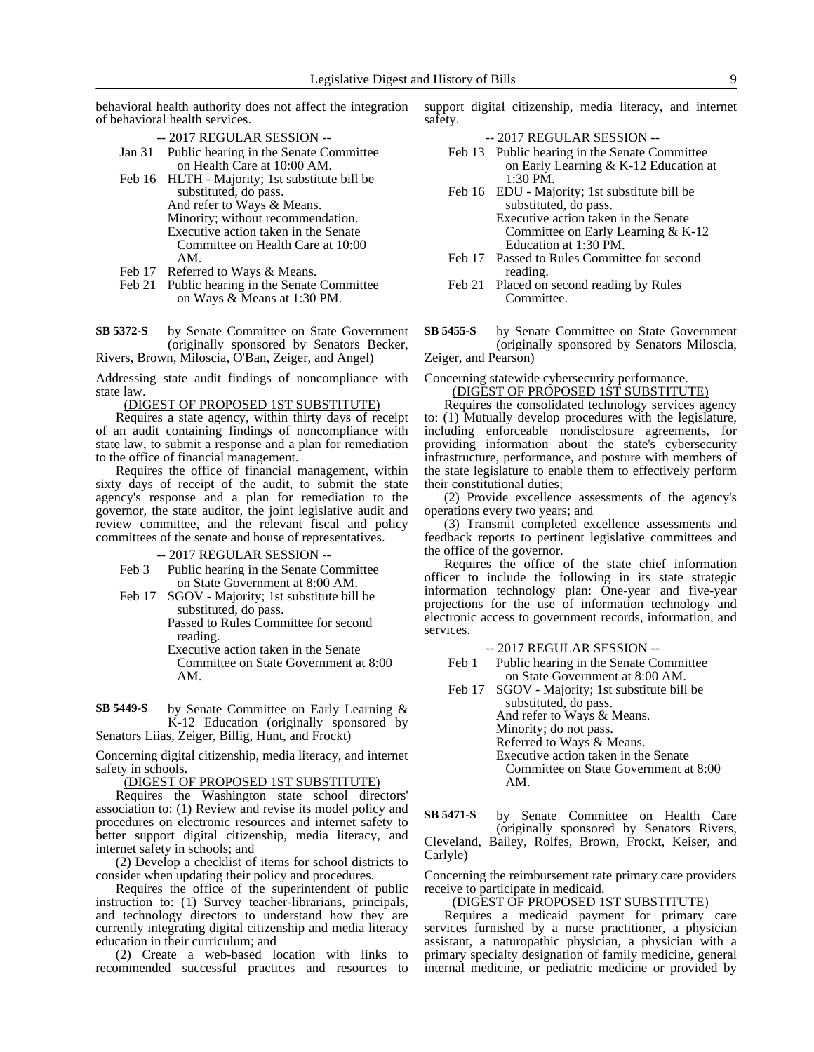behavioral health authority does not affect the integration of behavioral health services.

-- 2017 REGULAR SESSION --

Jan 31 Public hearing in the Senate Committee on Health Care at 10:00 AM.

Feb 16 HLTH - Majority; 1st substitute bill be substituted, do pass.
And refer to Ways & Means.
Minority; without recommendation.
Executive action taken in the Senate Committee on Health Care at 10:00 AM.

Feb 17 Referred to Ways & Means.

Feb 21 Public hearing in the Senate Committee on Ways & Means at 1:30 PM.

**SB 5372-S** by Senate Committee on State Government (originally sponsored by Senators Becker, Rivers, Brown, Miloscia, O'Ban, Zeiger, and Angel)

Addressing state audit findings of noncompliance with state law.

(DIGEST OF PROPOSED 1ST SUBSTITUTE)

Requires a state agency, within thirty days of receipt of an audit containing findings of noncompliance with state law, to submit a response and a plan for remediation to the office of financial management.

Requires the office of financial management, within sixty days of receipt of the audit, to submit the state agency's response and a plan for remediation to the governor, the state auditor, the joint legislative audit and review committee, and the relevant fiscal and policy committees of the senate and house of representatives.

-- 2017 REGULAR SESSION --

Feb 3 Public hearing in the Senate Committee on State Government at 8:00 AM.

Feb 17 SGOV - Majority; 1st substitute bill be substituted, do pass.
Passed to Rules Committee for second reading.
Executive action taken in the Senate Committee on State Government at 8:00 AM.

**SB 5449-S** by Senate Committee on Early Learning & K-12 Education (originally sponsored by Senators Liias, Zeiger, Billig, Hunt, and Frockt)

Concerning digital citizenship, media literacy, and internet safety in schools.

(DIGEST OF PROPOSED 1ST SUBSTITUTE)

Requires the Washington state school directors' association to: (1) Review and revise its model policy and procedures on electronic resources and internet safety to better support digital citizenship, media literacy, and internet safety in schools; and

(2) Develop a checklist of items for school districts to consider when updating their policy and procedures.

Requires the office of the superintendent of public instruction to: (1) Survey teacher-librarians, principals, and technology directors to understand how they are currently integrating digital citizenship and media literacy education in their curriculum; and

(2) Create a web-based location with links to recommended successful practices and resources to support digital citizenship, media literacy, and internet safety.

-- 2017 REGULAR SESSION --

Feb 13 Public hearing in the Senate Committee on Early Learning & K-12 Education at 1:30 PM.

Feb 16 EDU - Majority; 1st substitute bill be substituted, do pass.
Executive action taken in the Senate Committee on Early Learning & K-12 Education at 1:30 PM.

Feb 17 Passed to Rules Committee for second reading.

Feb 21 Placed on second reading by Rules Committee.

**SB 5455-S** by Senate Committee on State Government (originally sponsored by Senators Miloscia, Zeiger, and Pearson)

Concerning statewide cybersecurity performance.

(DIGEST OF PROPOSED 1ST SUBSTITUTE)

Requires the consolidated technology services agency to: (1) Mutually develop procedures with the legislature, including enforceable nondisclosure agreements, for providing information about the state's cybersecurity infrastructure, performance, and posture with members of the state legislature to enable them to effectively perform their constitutional duties;

(2) Provide excellence assessments of the agency's operations every two years; and

(3) Transmit completed excellence assessments and feedback reports to pertinent legislative committees and the office of the governor.

Requires the office of the state chief information officer to include the following in its state strategic information technology plan: One-year and five-year projections for the use of information technology and electronic access to government records, information, and services.

-- 2017 REGULAR SESSION --

Feb 1 Public hearing in the Senate Committee on State Government at 8:00 AM.

Feb 17 SGOV - Majority; 1st substitute bill be substituted, do pass.
And refer to Ways & Means.
Minority; do not pass.
Referred to Ways & Means.
Executive action taken in the Senate Committee on State Government at 8:00 AM.

**SB 5471-S** by Senate Committee on Health Care (originally sponsored by Senators Rivers, Cleveland, Bailey, Rolfes, Brown, Frockt, Keiser, and Carlyle)

Concerning the reimbursement rate primary care providers receive to participate in medicaid.

(DIGEST OF PROPOSED 1ST SUBSTITUTE)

Requires a medicaid payment for primary care services furnished by a nurse practitioner, a physician assistant, a naturopathic physician, a physician with a primary specialty designation of family medicine, general internal medicine, or pediatric medicine or provided by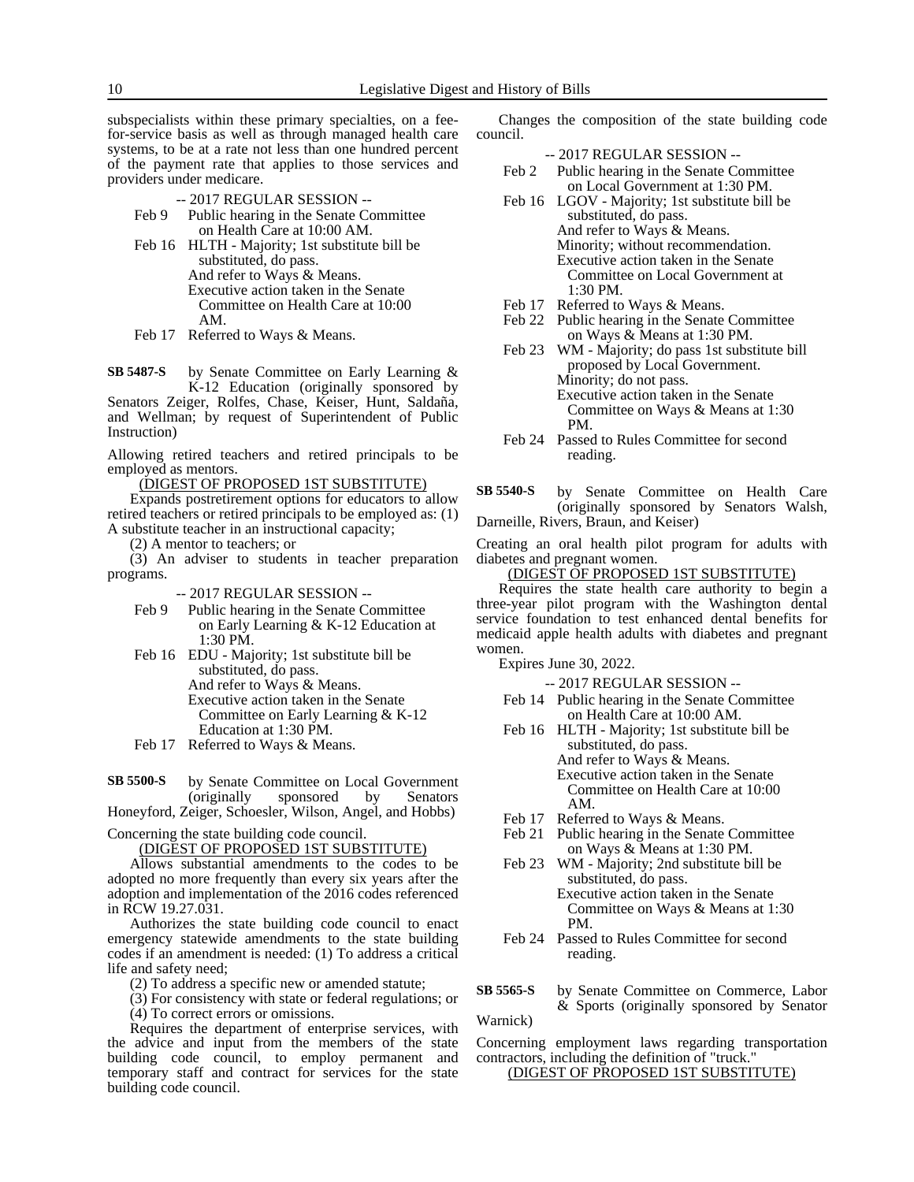subspecialists within these primary specialties, on a fee-for-service basis as well as through managed health care systems, to be at a rate not less than one hundred percent of the payment rate that applies to those services and providers under medicare.

-- 2017 REGULAR SESSION --

Feb 9 Public hearing in the Senate Committee on Health Care at 10:00 AM.

Feb 16 HLTH - Majority; 1st substitute bill be substituted, do pass.
And refer to Ways & Means.
Executive action taken in the Senate Committee on Health Care at 10:00 AM.

Feb 17 Referred to Ways & Means.

**SB 5487-S** by Senate Committee on Early Learning & K-12 Education (originally sponsored by Senators Zeiger, Rolfes, Chase, Keiser, Hunt, Saldaña, and Wellman; by request of Superintendent of Public Instruction)

Allowing retired teachers and retired principals to be employed as mentors.

(DIGEST OF PROPOSED 1ST SUBSTITUTE)

Expands postretirement options for educators to allow retired teachers or retired principals to be employed as: (1) A substitute teacher in an instructional capacity;

(2) A mentor to teachers; or

(3) An adviser to students in teacher preparation programs.

-- 2017 REGULAR SESSION --

Feb 9 Public hearing in the Senate Committee on Early Learning & K-12 Education at 1:30 PM.

Feb 16 EDU - Majority; 1st substitute bill be substituted, do pass.
And refer to Ways & Means.
Executive action taken in the Senate Committee on Early Learning & K-12 Education at 1:30 PM.

Feb 17 Referred to Ways & Means.

**SB 5500-S** by Senate Committee on Local Government (originally sponsored by Senators Honeyford, Zeiger, Schoesler, Wilson, Angel, and Hobbs)

Concerning the state building code council.

(DIGEST OF PROPOSED 1ST SUBSTITUTE)

Allows substantial amendments to the codes to be adopted no more frequently than every six years after the adoption and implementation of the 2016 codes referenced in RCW 19.27.031.

Authorizes the state building code council to enact emergency statewide amendments to the state building codes if an amendment is needed: (1) To address a critical life and safety need;

(2) To address a specific new or amended statute;

(3) For consistency with state or federal regulations; or

(4) To correct errors or omissions.

Requires the department of enterprise services, with the advice and input from the members of the state building code council, to employ permanent and temporary staff and contract for services for the state building code council.

Changes the composition of the state building code council.

-- 2017 REGULAR SESSION --

Feb 2 Public hearing in the Senate Committee on Local Government at 1:30 PM.

Feb 16 LGOV - Majority; 1st substitute bill be substituted, do pass.
And refer to Ways & Means.
Minority; without recommendation.
Executive action taken in the Senate Committee on Local Government at 1:30 PM.

Feb 17 Referred to Ways & Means.

Feb 22 Public hearing in the Senate Committee on Ways & Means at 1:30 PM.

Feb 23 WM - Majority; do pass 1st substitute bill proposed by Local Government.
Minority; do not pass.
Executive action taken in the Senate Committee on Ways & Means at 1:30 PM.

Feb 24 Passed to Rules Committee for second reading.

**SB 5540-S** by Senate Committee on Health Care (originally sponsored by Senators Walsh, Darneille, Rivers, Braun, and Keiser)

Creating an oral health pilot program for adults with diabetes and pregnant women.

(DIGEST OF PROPOSED 1ST SUBSTITUTE)

Requires the state health care authority to begin a three-year pilot program with the Washington dental service foundation to test enhanced dental benefits for medicaid apple health adults with diabetes and pregnant women.

Expires June 30, 2022.

-- 2017 REGULAR SESSION --

Feb 14 Public hearing in the Senate Committee on Health Care at 10:00 AM.

Feb 16 HLTH - Majority; 1st substitute bill be substituted, do pass.
And refer to Ways & Means.
Executive action taken in the Senate Committee on Health Care at 10:00 AM.

Feb 17 Referred to Ways & Means.

Feb 21 Public hearing in the Senate Committee on Ways & Means at 1:30 PM.

Feb 23 WM - Majority; 2nd substitute bill be substituted, do pass.
Executive action taken in the Senate Committee on Ways & Means at 1:30 PM.

Feb 24 Passed to Rules Committee for second reading.

**SB 5565-S** by Senate Committee on Commerce, Labor & Sports (originally sponsored by Senator Warnick)

Concerning employment laws regarding transportation contractors, including the definition of "truck."

(DIGEST OF PROPOSED 1ST SUBSTITUTE)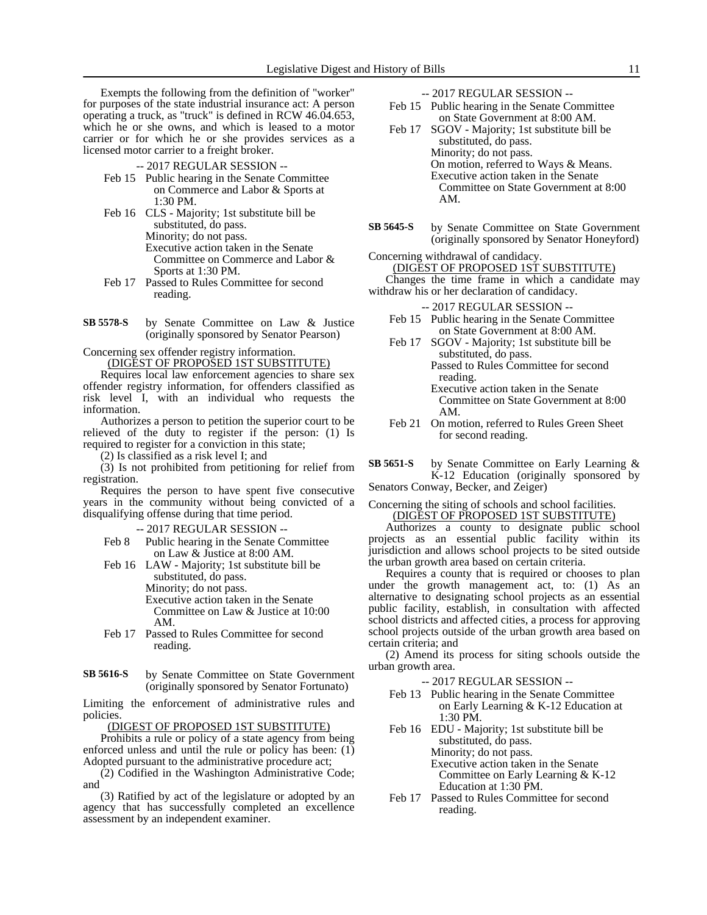Exempts the following from the definition of "worker" for purposes of the state industrial insurance act: A person operating a truck, as "truck" is defined in RCW 46.04.653, which he or she owns, and which is leased to a motor carrier or for which he or she provides services as a licensed motor carrier to a freight broker.

-- 2017 REGULAR SESSION --

Feb 15 Public hearing in the Senate Committee on Commerce and Labor & Sports at 1:30 PM.

Feb 16 CLS - Majority; 1st substitute bill be substituted, do pass.
Minority; do not pass.
Executive action taken in the Senate Committee on Commerce and Labor & Sports at 1:30 PM.

Feb 17 Passed to Rules Committee for second reading.

**SB 5578-S** by Senate Committee on Law & Justice (originally sponsored by Senator Pearson)

Concerning sex offender registry information.

(DIGEST OF PROPOSED 1ST SUBSTITUTE)

Requires local law enforcement agencies to share sex offender registry information, for offenders classified as risk level I, with an individual who requests the information.

Authorizes a person to petition the superior court to be relieved of the duty to register if the person: (1) Is required to register for a conviction in this state;

(2) Is classified as a risk level I; and

(3) Is not prohibited from petitioning for relief from registration.

Requires the person to have spent five consecutive years in the community without being convicted of a disqualifying offense during that time period.

-- 2017 REGULAR SESSION --

Feb 8 Public hearing in the Senate Committee on Law & Justice at 8:00 AM.

Feb 16 LAW - Majority; 1st substitute bill be substituted, do pass.
Minority; do not pass.
Executive action taken in the Senate Committee on Law & Justice at 10:00 AM.

Feb 17 Passed to Rules Committee for second reading.

**SB 5616-S** by Senate Committee on State Government (originally sponsored by Senator Fortunato)

Limiting the enforcement of administrative rules and policies.

(DIGEST OF PROPOSED 1ST SUBSTITUTE)

Prohibits a rule or policy of a state agency from being enforced unless and until the rule or policy has been: (1) Adopted pursuant to the administrative procedure act;

(2) Codified in the Washington Administrative Code; and

(3) Ratified by act of the legislature or adopted by an agency that has successfully completed an excellence assessment by an independent examiner.

-- 2017 REGULAR SESSION --

Feb 15 Public hearing in the Senate Committee on State Government at 8:00 AM.

Feb 17 SGOV - Majority; 1st substitute bill be substituted, do pass.
Minority; do not pass.
On motion, referred to Ways & Means.
Executive action taken in the Senate Committee on State Government at 8:00 AM.

**SB 5645-S** by Senate Committee on State Government (originally sponsored by Senator Honeyford)

Concerning withdrawal of candidacy.

(DIGEST OF PROPOSED 1ST SUBSTITUTE)

Changes the time frame in which a candidate may withdraw his or her declaration of candidacy.

-- 2017 REGULAR SESSION --

Feb 15 Public hearing in the Senate Committee on State Government at 8:00 AM.

Feb 17 SGOV - Majority; 1st substitute bill be substituted, do pass.
Passed to Rules Committee for second reading.
Executive action taken in the Senate Committee on State Government at 8:00 AM.

Feb 21 On motion, referred to Rules Green Sheet for second reading.

**SB 5651-S** by Senate Committee on Early Learning & K-12 Education (originally sponsored by Senators Conway, Becker, and Zeiger)

Concerning the siting of schools and school facilities.

(DIGEST OF PROPOSED 1ST SUBSTITUTE)

Authorizes a county to designate public school projects as an essential public facility within its jurisdiction and allows school projects to be sited outside the urban growth area based on certain criteria.

Requires a county that is required or chooses to plan under the growth management act, to: (1) As an alternative to designating school projects as an essential public facility, establish, in consultation with affected school districts and affected cities, a process for approving school projects outside of the urban growth area based on certain criteria; and

(2) Amend its process for siting schools outside the urban growth area.

-- 2017 REGULAR SESSION --

Feb 13 Public hearing in the Senate Committee on Early Learning & K-12 Education at 1:30 PM.

Feb 16 EDU - Majority; 1st substitute bill be substituted, do pass.
Minority; do not pass.
Executive action taken in the Senate Committee on Early Learning & K-12 Education at 1:30 PM.

Feb 17 Passed to Rules Committee for second reading.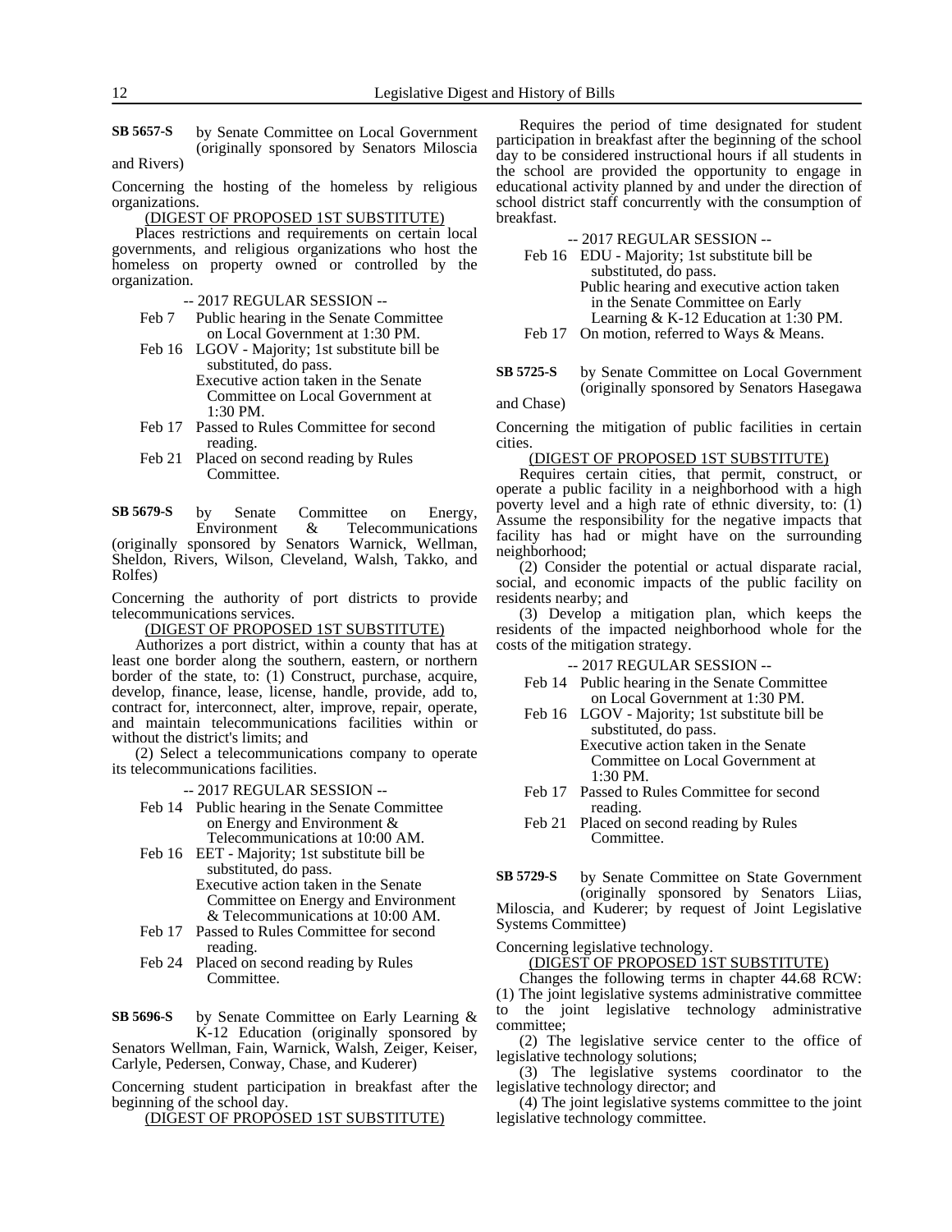**SB 5657-S** by Senate Committee on Local Government (originally sponsored by Senators Miloscia and Rivers)

Concerning the hosting of the homeless by religious organizations.

(DIGEST OF PROPOSED 1ST SUBSTITUTE)

Places restrictions and requirements on certain local governments, and religious organizations who host the homeless on property owned or controlled by the organization.

-- 2017 REGULAR SESSION --

Feb 7 Public hearing in the Senate Committee on Local Government at 1:30 PM.

Feb 16 LGOV - Majority; 1st substitute bill be substituted, do pass.
Executive action taken in the Senate Committee on Local Government at 1:30 PM.

Feb 17 Passed to Rules Committee for second reading.

Feb 21 Placed on second reading by Rules Committee.

**SB 5679-S** by Senate Committee on Energy, Environment & Telecommunications (originally sponsored by Senators Warnick, Wellman, Sheldon, Rivers, Wilson, Cleveland, Walsh, Takko, and Rolfes)

Concerning the authority of port districts to provide telecommunications services.

(DIGEST OF PROPOSED 1ST SUBSTITUTE)

Authorizes a port district, within a county that has at least one border along the southern, eastern, or northern border of the state, to: (1) Construct, purchase, acquire, develop, finance, lease, license, handle, provide, add to, contract for, interconnect, alter, improve, repair, operate, and maintain telecommunications facilities within or without the district's limits; and

(2) Select a telecommunications company to operate its telecommunications facilities.

-- 2017 REGULAR SESSION --

Feb 14 Public hearing in the Senate Committee on Energy and Environment & Telecommunications at 10:00 AM.

Feb 16 EET - Majority; 1st substitute bill be substituted, do pass.
Executive action taken in the Senate Committee on Energy and Environment & Telecommunications at 10:00 AM.

Feb 17 Passed to Rules Committee for second reading.

Feb 24 Placed on second reading by Rules Committee.

**SB 5696-S** by Senate Committee on Early Learning & K-12 Education (originally sponsored by Senators Wellman, Fain, Warnick, Walsh, Zeiger, Keiser, Carlyle, Pedersen, Conway, Chase, and Kuderer)

Concerning student participation in breakfast after the beginning of the school day.

(DIGEST OF PROPOSED 1ST SUBSTITUTE)

Requires the period of time designated for student participation in breakfast after the beginning of the school day to be considered instructional hours if all students in the school are provided the opportunity to engage in educational activity planned by and under the direction of school district staff concurrently with the consumption of breakfast.

-- 2017 REGULAR SESSION --

Feb 16 EDU - Majority; 1st substitute bill be substituted, do pass.
Public hearing and executive action taken in the Senate Committee on Early Learning & K-12 Education at 1:30 PM.

Feb 17 On motion, referred to Ways & Means.

**SB 5725-S** by Senate Committee on Local Government (originally sponsored by Senators Hasegawa and Chase)

Concerning the mitigation of public facilities in certain cities.

(DIGEST OF PROPOSED 1ST SUBSTITUTE)

Requires certain cities, that permit, construct, or operate a public facility in a neighborhood with a high poverty level and a high rate of ethnic diversity, to: (1) Assume the responsibility for the negative impacts that facility has had or might have on the surrounding neighborhood;

(2) Consider the potential or actual disparate racial, social, and economic impacts of the public facility on residents nearby; and

(3) Develop a mitigation plan, which keeps the residents of the impacted neighborhood whole for the costs of the mitigation strategy.

-- 2017 REGULAR SESSION --

Feb 14 Public hearing in the Senate Committee on Local Government at 1:30 PM.

Feb 16 LGOV - Majority; 1st substitute bill be substituted, do pass.
Executive action taken in the Senate Committee on Local Government at 1:30 PM.

Feb 17 Passed to Rules Committee for second reading.

Feb 21 Placed on second reading by Rules Committee.

**SB 5729-S** by Senate Committee on State Government (originally sponsored by Senators Liias, Miloscia, and Kuderer; by request of Joint Legislative Systems Committee)

Concerning legislative technology.

(DIGEST OF PROPOSED 1ST SUBSTITUTE)

Changes the following terms in chapter 44.68 RCW:
(1) The joint legislative systems administrative committee to the joint legislative technology administrative committee;

(2) The legislative service center to the office of legislative technology solutions;

(3) The legislative systems coordinator to the legislative technology director; and

(4) The joint legislative systems committee to the joint legislative technology committee.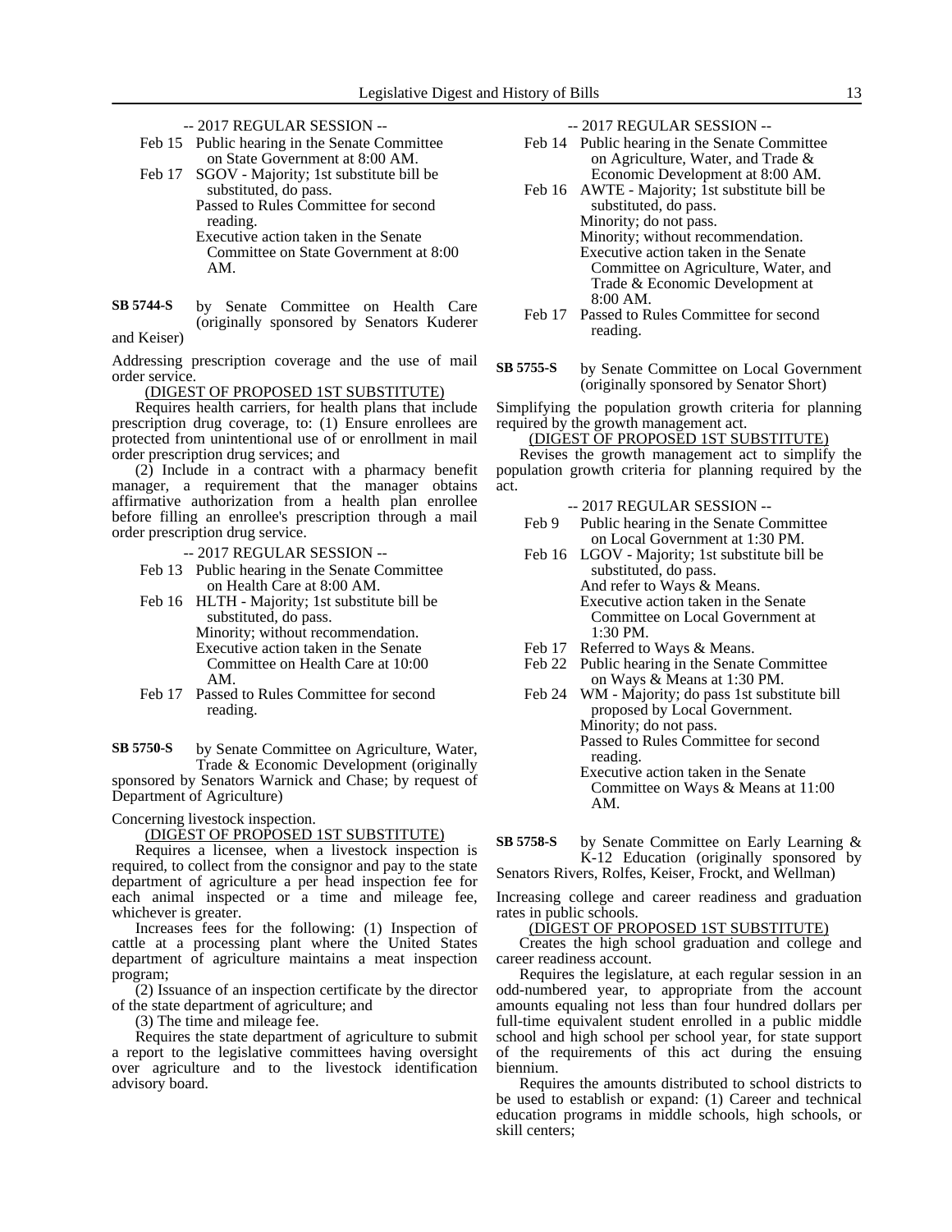-- 2017 REGULAR SESSION --

Feb 15 Public hearing in the Senate Committee on State Government at 8:00 AM.

Feb 17 SGOV - Majority; 1st substitute bill be substituted, do pass.
Passed to Rules Committee for second reading.
Executive action taken in the Senate Committee on State Government at 8:00 AM.

**SB 5744-S** by Senate Committee on Health Care (originally sponsored by Senators Kuderer and Keiser)

Addressing prescription coverage and the use of mail order service.

(DIGEST OF PROPOSED 1ST SUBSTITUTE)

Requires health carriers, for health plans that include prescription drug coverage, to: (1) Ensure enrollees are protected from unintentional use of or enrollment in mail order prescription drug services; and

(2) Include in a contract with a pharmacy benefit manager, a requirement that the manager obtains affirmative authorization from a health plan enrollee before filling an enrollee's prescription through a mail order prescription drug service.

-- 2017 REGULAR SESSION --

Feb 13 Public hearing in the Senate Committee on Health Care at 8:00 AM.

Feb 16 HLTH - Majority; 1st substitute bill be substituted, do pass.
Minority; without recommendation.
Executive action taken in the Senate Committee on Health Care at 10:00 AM.

Feb 17 Passed to Rules Committee for second reading.

**SB 5750-S** by Senate Committee on Agriculture, Water, Trade & Economic Development (originally sponsored by Senators Warnick and Chase; by request of Department of Agriculture)

Concerning livestock inspection.

(DIGEST OF PROPOSED 1ST SUBSTITUTE)

Requires a licensee, when a livestock inspection is required, to collect from the consignor and pay to the state department of agriculture a per head inspection fee for each animal inspected or a time and mileage fee, whichever is greater.

Increases fees for the following: (1) Inspection of cattle at a processing plant where the United States department of agriculture maintains a meat inspection program;

(2) Issuance of an inspection certificate by the director of the state department of agriculture; and

(3) The time and mileage fee.

Requires the state department of agriculture to submit a report to the legislative committees having oversight over agriculture and to the livestock identification advisory board.

-- 2017 REGULAR SESSION --

Feb 14 Public hearing in the Senate Committee on Agriculture, Water, and Trade & Economic Development at 8:00 AM.

Feb 16 AWTE - Majority; 1st substitute bill be substituted, do pass.
Minority; do not pass.
Minority; without recommendation.
Executive action taken in the Senate Committee on Agriculture, Water, and Trade & Economic Development at 8:00 AM.

Feb 17 Passed to Rules Committee for second reading.

**SB 5755-S** by Senate Committee on Local Government (originally sponsored by Senator Short)

Simplifying the population growth criteria for planning required by the growth management act.

(DIGEST OF PROPOSED 1ST SUBSTITUTE)

Revises the growth management act to simplify the population growth criteria for planning required by the act.

-- 2017 REGULAR SESSION --

Feb 9 Public hearing in the Senate Committee on Local Government at 1:30 PM.

Feb 16 LGOV - Majority; 1st substitute bill be substituted, do pass.
And refer to Ways & Means.
Executive action taken in the Senate Committee on Local Government at 1:30 PM.

Feb 17 Referred to Ways & Means.

Feb 22 Public hearing in the Senate Committee on Ways & Means at 1:30 PM.

Feb 24 WM - Majority; do pass 1st substitute bill proposed by Local Government.
Minority; do not pass.
Passed to Rules Committee for second reading.
Executive action taken in the Senate Committee on Ways & Means at 11:00 AM.

**SB 5758-S** by Senate Committee on Early Learning & K-12 Education (originally sponsored by Senators Rivers, Rolfes, Keiser, Frockt, and Wellman)

Increasing college and career readiness and graduation rates in public schools.

(DIGEST OF PROPOSED 1ST SUBSTITUTE)

Creates the high school graduation and college and career readiness account.

Requires the legislature, at each regular session in an odd-numbered year, to appropriate from the account amounts equaling not less than four hundred dollars per full-time equivalent student enrolled in a public middle school and high school per school year, for state support of the requirements of this act during the ensuing biennium.

Requires the amounts distributed to school districts to be used to establish or expand: (1) Career and technical education programs in middle schools, high schools, or skill centers;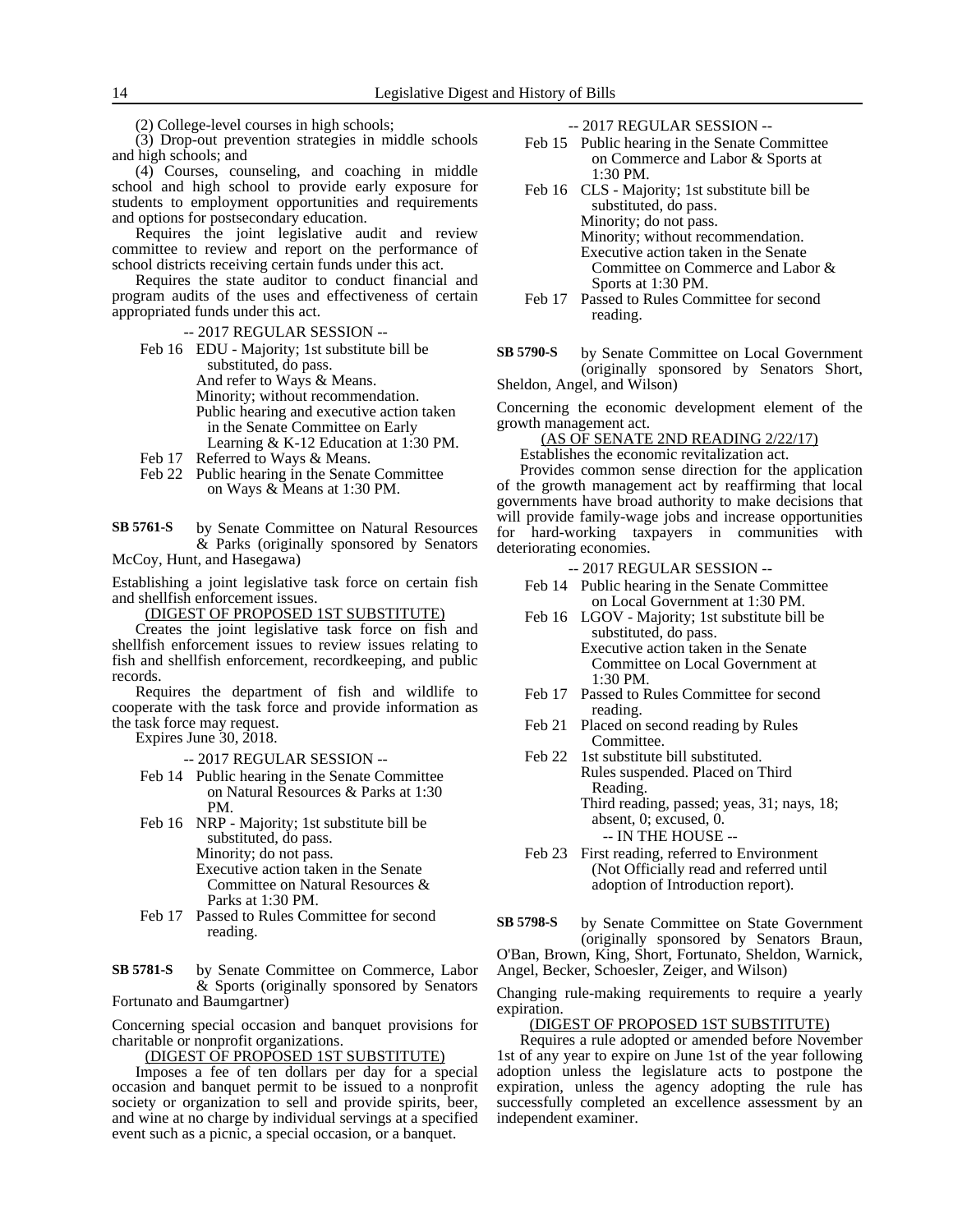(2) College-level courses in high schools;

(3) Drop-out prevention strategies in middle schools and high schools; and

(4) Courses, counseling, and coaching in middle school and high school to provide early exposure for students to employment opportunities and requirements and options for postsecondary education.

Requires the joint legislative audit and review committee to review and report on the performance of school districts receiving certain funds under this act.

Requires the state auditor to conduct financial and program audits of the uses and effectiveness of certain appropriated funds under this act.

-- 2017 REGULAR SESSION --

Feb 16 EDU - Majority; 1st substitute bill be substituted, do pass.
And refer to Ways & Means.
Minority; without recommendation.
Public hearing and executive action taken in the Senate Committee on Early Learning & K-12 Education at 1:30 PM.

Feb 17 Referred to Ways & Means.

Feb 22 Public hearing in the Senate Committee on Ways & Means at 1:30 PM.

**SB 5761-S** by Senate Committee on Natural Resources & Parks (originally sponsored by Senators McCoy, Hunt, and Hasegawa)

Establishing a joint legislative task force on certain fish and shellfish enforcement issues.

(DIGEST OF PROPOSED 1ST SUBSTITUTE)

Creates the joint legislative task force on fish and shellfish enforcement issues to review issues relating to fish and shellfish enforcement, recordkeeping, and public records.

Requires the department of fish and wildlife to cooperate with the task force and provide information as the task force may request.

Expires June 30, 2018.

-- 2017 REGULAR SESSION --

Feb 14 Public hearing in the Senate Committee on Natural Resources & Parks at 1:30 PM.

Feb 16 NRP - Majority; 1st substitute bill be substituted, do pass.
Minority; do not pass.
Executive action taken in the Senate Committee on Natural Resources & Parks at 1:30 PM.

Feb 17 Passed to Rules Committee for second reading.

**SB 5781-S** by Senate Committee on Commerce, Labor & Sports (originally sponsored by Senators Fortunato and Baumgartner)

Concerning special occasion and banquet provisions for charitable or nonprofit organizations.

(DIGEST OF PROPOSED 1ST SUBSTITUTE)

Imposes a fee of ten dollars per day for a special occasion and banquet permit to be issued to a nonprofit society or organization to sell and provide spirits, beer, and wine at no charge by individual servings at a specified event such as a picnic, a special occasion, or a banquet.

-- 2017 REGULAR SESSION --

Feb 15 Public hearing in the Senate Committee on Commerce and Labor & Sports at 1:30 PM.

Feb 16 CLS - Majority; 1st substitute bill be substituted, do pass.
Minority; do not pass.
Minority; without recommendation.
Executive action taken in the Senate Committee on Commerce and Labor & Sports at 1:30 PM.

Feb 17 Passed to Rules Committee for second reading.

**SB 5790-S** by Senate Committee on Local Government (originally sponsored by Senators Short, Sheldon, Angel, and Wilson)

Concerning the economic development element of the growth management act.

(AS OF SENATE 2ND READING 2/22/17)

Establishes the economic revitalization act.

Provides common sense direction for the application of the growth management act by reaffirming that local governments have broad authority to make decisions that will provide family-wage jobs and increase opportunities for hard-working taxpayers in communities with deteriorating economies.

-- 2017 REGULAR SESSION --

Feb 14 Public hearing in the Senate Committee on Local Government at 1:30 PM.

Feb 16 LGOV - Majority; 1st substitute bill be substituted, do pass.
Executive action taken in the Senate Committee on Local Government at 1:30 PM.

Feb 17 Passed to Rules Committee for second reading.

Feb 21 Placed on second reading by Rules Committee.

Feb 22 1st substitute bill substituted.
Rules suspended. Placed on Third Reading.
Third reading, passed; yeas, 31; nays, 18; absent, 0; excused, 0.

-- IN THE HOUSE --

Feb 23 First reading, referred to Environment (Not Officially read and referred until adoption of Introduction report).

**SB 5798-S** by Senate Committee on State Government (originally sponsored by Senators Braun, O'Ban, Brown, King, Short, Fortunato, Sheldon, Warnick, Angel, Becker, Schoesler, Zeiger, and Wilson)

Changing rule-making requirements to require a yearly expiration.

(DIGEST OF PROPOSED 1ST SUBSTITUTE)

Requires a rule adopted or amended before November 1st of any year to expire on June 1st of the year following adoption unless the legislature acts to postpone the expiration, unless the agency adopting the rule has successfully completed an excellence assessment by an independent examiner.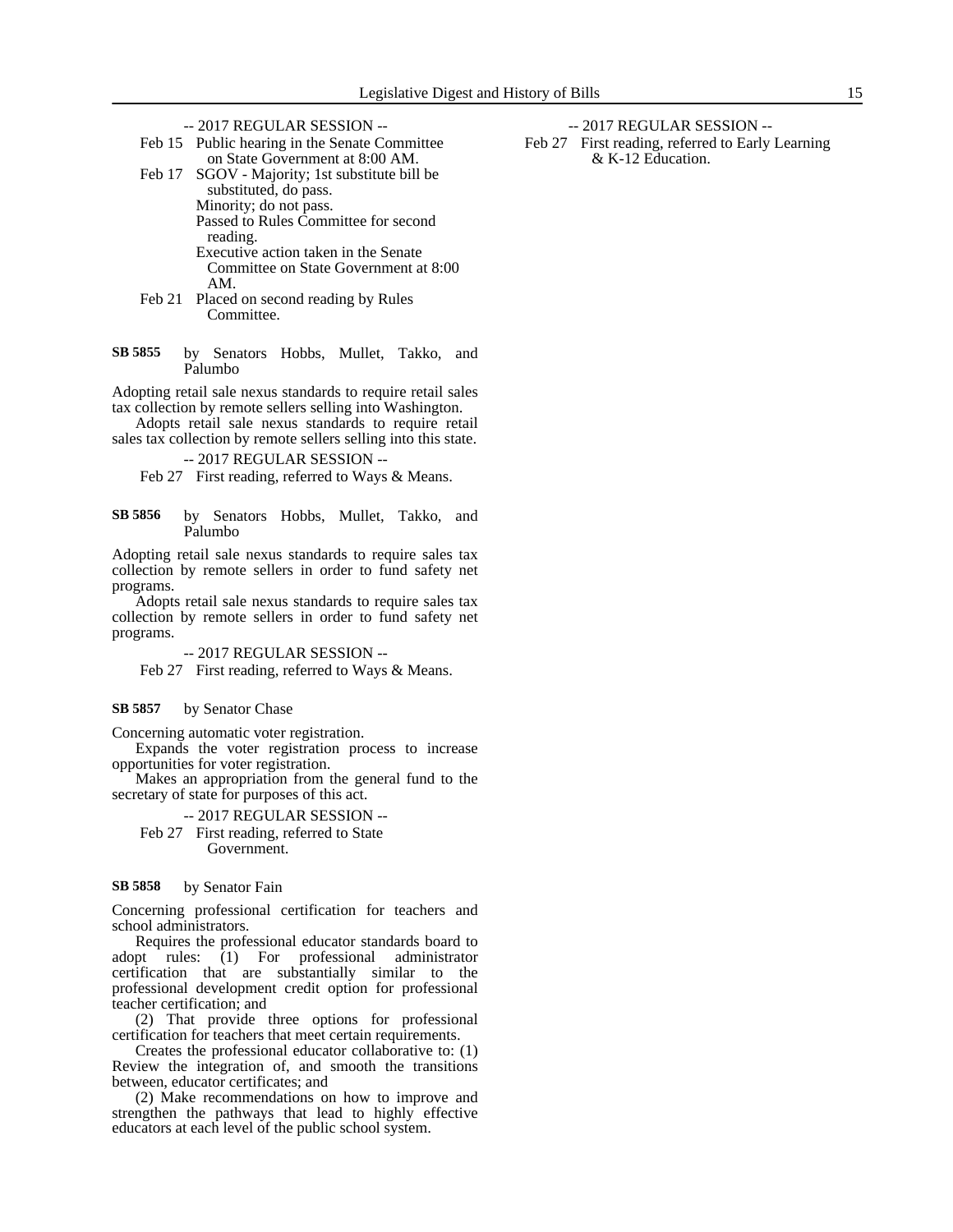-- 2017 REGULAR SESSION --

Feb 15 Public hearing in the Senate Committee on State Government at 8:00 AM.

Feb 17 SGOV - Majority; 1st substitute bill be substituted, do pass.
Minority; do not pass.
Passed to Rules Committee for second reading.
Executive action taken in the Senate Committee on State Government at 8:00 AM.

Feb 21 Placed on second reading by Rules Committee.

**SB 5855** by Senators Hobbs, Mullet, Takko, and Palumbo

Adopting retail sale nexus standards to require retail sales tax collection by remote sellers selling into Washington.

Adopts retail sale nexus standards to require retail sales tax collection by remote sellers selling into this state.

-- 2017 REGULAR SESSION --

Feb 27 First reading, referred to Ways & Means.

**SB 5856** by Senators Hobbs, Mullet, Takko, and Palumbo

Adopting retail sale nexus standards to require sales tax collection by remote sellers in order to fund safety net programs.

Adopts retail sale nexus standards to require sales tax collection by remote sellers in order to fund safety net programs.

-- 2017 REGULAR SESSION --

Feb 27 First reading, referred to Ways & Means.

**SB 5857** by Senator Chase

Concerning automatic voter registration.

Expands the voter registration process to increase opportunities for voter registration.

Makes an appropriation from the general fund to the secretary of state for purposes of this act.

-- 2017 REGULAR SESSION --

Feb 27 First reading, referred to State Government.

**SB 5858** by Senator Fain

Concerning professional certification for teachers and school administrators.

Requires the professional educator standards board to adopt rules: (1) For professional administrator certification that are substantially similar to the professional development credit option for professional teacher certification; and

(2) That provide three options for professional certification for teachers that meet certain requirements.

Creates the professional educator collaborative to: (1) Review the integration of, and smooth the transitions between, educator certificates; and

(2) Make recommendations on how to improve and strengthen the pathways that lead to highly effective educators at each level of the public school system.

-- 2017 REGULAR SESSION --

Feb 27 First reading, referred to Early Learning & K-12 Education.